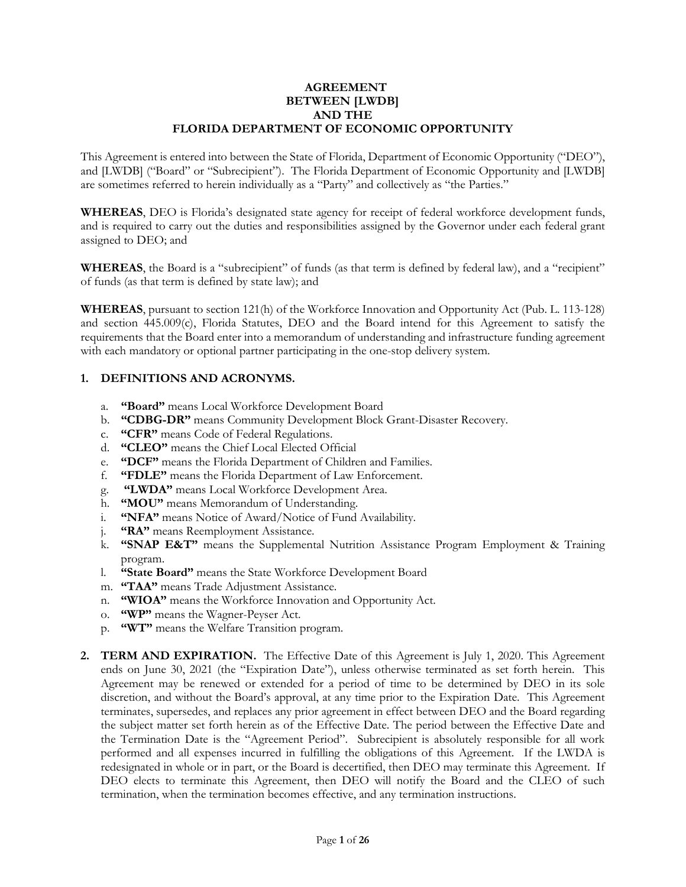# AGREEMENT
# BETWEEN [LWDB]
# AND THE
# FLORIDA DEPARTMENT OF ECONOMIC OPPORTUNITY

This Agreement is entered into between the State of Florida, Department of Economic Opportunity ("DEO"), and [LWDB] ("Board" or "Subrecipient"). The Florida Department of Economic Opportunity and [LWDB] are sometimes referred to herein individually as a "Party" and collectively as "the Parties."

**WHEREAS**, DEO is Florida's designated state agency for receipt of federal workforce development funds, and is required to carry out the duties and responsibilities assigned by the Governor under each federal grant assigned to DEO; and

**WHEREAS**, the Board is a "subrecipient" of funds (as that term is defined by federal law), and a "recipient" of funds (as that term is defined by state law); and

**WHEREAS**, pursuant to section 121(h) of the Workforce Innovation and Opportunity Act (Pub. L. 113-128) and section 445.009(c), Florida Statutes, DEO and the Board intend for this Agreement to satisfy the requirements that the Board enter into a memorandum of understanding and infrastructure funding agreement with each mandatory or optional partner participating in the one-stop delivery system.

## 1. DEFINITIONS AND ACRONYMS.

a. **"Board"** means Local Workforce Development Board
b. **"CDBG-DR"** means Community Development Block Grant-Disaster Recovery.
c. **"CFR"** means Code of Federal Regulations.
d. **"CLEO"** means the Chief Local Elected Official
e. **"DCF"** means the Florida Department of Children and Families.
f. **"FDLE"** means the Florida Department of Law Enforcement.
g. **"LWDA"** means Local Workforce Development Area.
h. **"MOU"** means Memorandum of Understanding.
i. **"NFA"** means Notice of Award/Notice of Fund Availability.
j. **"RA"** means Reemployment Assistance.
k. **"SNAP E&T"** means the Supplemental Nutrition Assistance Program Employment & Training program.
l. **"State Board"** means the State Workforce Development Board
m. **"TAA"** means Trade Adjustment Assistance.
n. **"WIOA"** means the Workforce Innovation and Opportunity Act.
o. **"WP"** means the Wagner-Peyser Act.
p. **"WT"** means the Welfare Transition program.

## 2. TERM AND EXPIRATION.

The Effective Date of this Agreement is July 1, 2020. This Agreement ends on June 30, 2021 (the "Expiration Date"), unless otherwise terminated as set forth herein. This Agreement may be renewed or extended for a period of time to be determined by DEO in its sole discretion, and without the Board's approval, at any time prior to the Expiration Date. This Agreement terminates, supersedes, and replaces any prior agreement in effect between DEO and the Board regarding the subject matter set forth herein as of the Effective Date. The period between the Effective Date and the Termination Date is the "Agreement Period". Subrecipient is absolutely responsible for all work performed and all expenses incurred in fulfilling the obligations of this Agreement. If the LWDA is redesignated in whole or in part, or the Board is decertified, then DEO may terminate this Agreement. If DEO elects to terminate this Agreement, then DEO will notify the Board and the CLEO of such termination, when the termination becomes effective, and any termination instructions.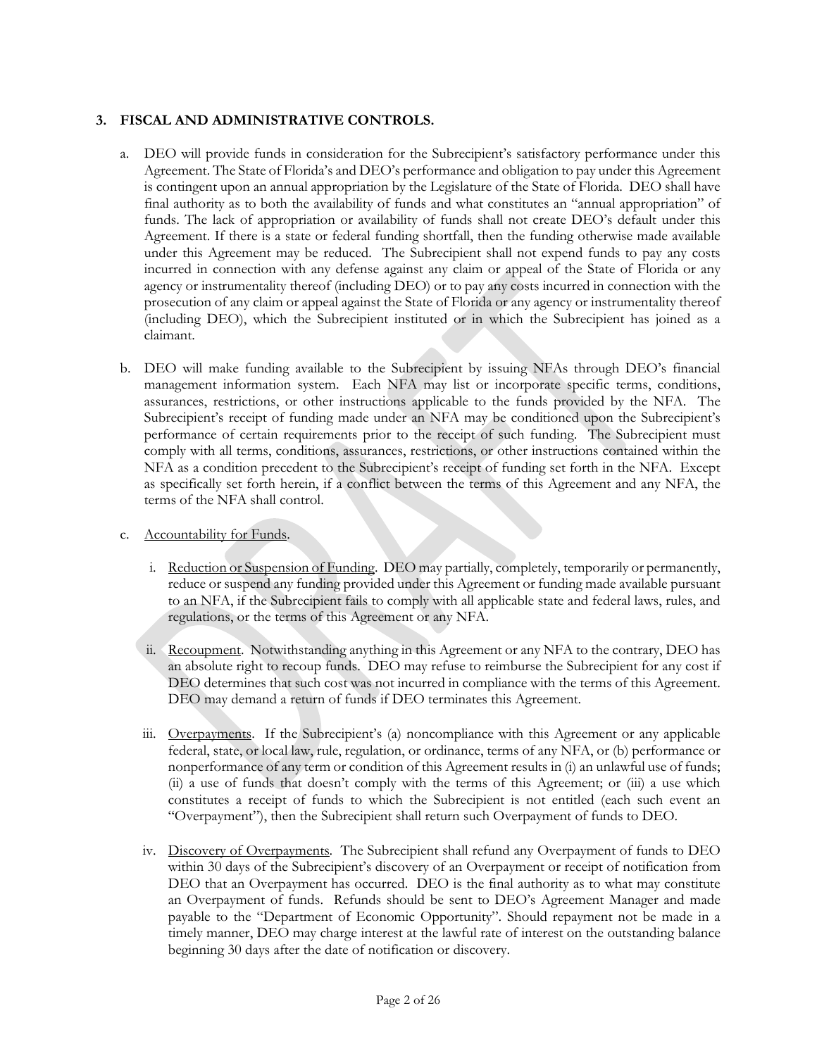## 3. FISCAL AND ADMINISTRATIVE CONTROLS.

a. DEO will provide funds in consideration for the Subrecipient's satisfactory performance under this Agreement. The State of Florida's and DEO's performance and obligation to pay under this Agreement is contingent upon an annual appropriation by the Legislature of the State of Florida. DEO shall have final authority as to both the availability of funds and what constitutes an "annual appropriation" of funds. The lack of appropriation or availability of funds shall not create DEO's default under this Agreement. If there is a state or federal funding shortfall, then the funding otherwise made available under this Agreement may be reduced. The Subrecipient shall not expend funds to pay any costs incurred in connection with any defense against any claim or appeal of the State of Florida or any agency or instrumentality thereof (including DEO) or to pay any costs incurred in connection with the prosecution of any claim or appeal against the State of Florida or any agency or instrumentality thereof (including DEO), which the Subrecipient instituted or in which the Subrecipient has joined as a claimant.

b. DEO will make funding available to the Subrecipient by issuing NFAs through DEO's financial management information system. Each NFA may list or incorporate specific terms, conditions, assurances, restrictions, or other instructions applicable to the funds provided by the NFA. The Subrecipient's receipt of funding made under an NFA may be conditioned upon the Subrecipient's performance of certain requirements prior to the receipt of such funding. The Subrecipient must comply with all terms, conditions, assurances, restrictions, or other instructions contained within the NFA as a condition precedent to the Subrecipient's receipt of funding set forth in the NFA. Except as specifically set forth herein, if a conflict between the terms of this Agreement and any NFA, the terms of the NFA shall control.

c. Accountability for Funds.

   i. Reduction or Suspension of Funding. DEO may partially, completely, temporarily or permanently, reduce or suspend any funding provided under this Agreement or funding made available pursuant to an NFA, if the Subrecipient fails to comply with all applicable state and federal laws, rules, and regulations, or the terms of this Agreement or any NFA.

   ii. Recoupment. Notwithstanding anything in this Agreement or any NFA to the contrary, DEO has an absolute right to recoup funds. DEO may refuse to reimburse the Subrecipient for any cost if DEO determines that such cost was not incurred in compliance with the terms of this Agreement. DEO may demand a return of funds if DEO terminates this Agreement.

   iii. Overpayments. If the Subrecipient's (a) noncompliance with this Agreement or any applicable federal, state, or local law, rule, regulation, or ordinance, terms of any NFA, or (b) performance or nonperformance of any term or condition of this Agreement results in (i) an unlawful use of funds; (ii) a use of funds that doesn't comply with the terms of this Agreement; or (iii) a use which constitutes a receipt of funds to which the Subrecipient is not entitled (each such event an "Overpayment"), then the Subrecipient shall return such Overpayment of funds to DEO.

   iv. Discovery of Overpayments. The Subrecipient shall refund any Overpayment of funds to DEO within 30 days of the Subrecipient's discovery of an Overpayment or receipt of notification from DEO that an Overpayment has occurred. DEO is the final authority as to what may constitute an Overpayment of funds. Refunds should be sent to DEO's Agreement Manager and made payable to the "Department of Economic Opportunity". Should repayment not be made in a timely manner, DEO may charge interest at the lawful rate of interest on the outstanding balance beginning 30 days after the date of notification or discovery.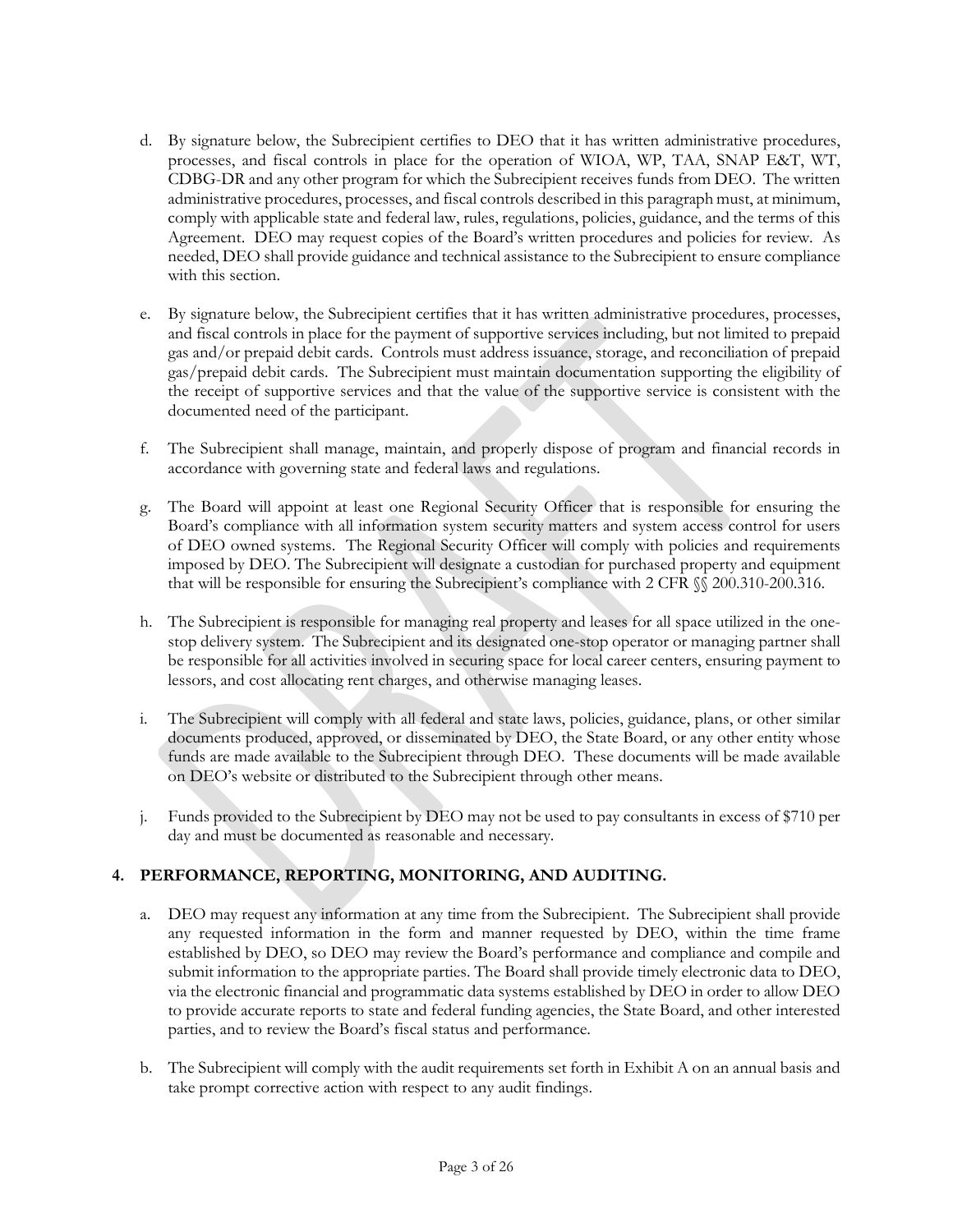d. By signature below, the Subrecipient certifies to DEO that it has written administrative procedures, processes, and fiscal controls in place for the operation of WIOA, WP, TAA, SNAP E&T, WT, CDBG-DR and any other program for which the Subrecipient receives funds from DEO. The written administrative procedures, processes, and fiscal controls described in this paragraph must, at minimum, comply with applicable state and federal law, rules, regulations, policies, guidance, and the terms of this Agreement. DEO may request copies of the Board's written procedures and policies for review. As needed, DEO shall provide guidance and technical assistance to the Subrecipient to ensure compliance with this section.

e. By signature below, the Subrecipient certifies that it has written administrative procedures, processes, and fiscal controls in place for the payment of supportive services including, but not limited to prepaid gas and/or prepaid debit cards. Controls must address issuance, storage, and reconciliation of prepaid gas/prepaid debit cards. The Subrecipient must maintain documentation supporting the eligibility of the receipt of supportive services and that the value of the supportive service is consistent with the documented need of the participant.

f. The Subrecipient shall manage, maintain, and properly dispose of program and financial records in accordance with governing state and federal laws and regulations.

g. The Board will appoint at least one Regional Security Officer that is responsible for ensuring the Board's compliance with all information system security matters and system access control for users of DEO owned systems. The Regional Security Officer will comply with policies and requirements imposed by DEO. The Subrecipient will designate a custodian for purchased property and equipment that will be responsible for ensuring the Subrecipient's compliance with 2 CFR §§ 200.310-200.316.

h. The Subrecipient is responsible for managing real property and leases for all space utilized in the one-stop delivery system. The Subrecipient and its designated one-stop operator or managing partner shall be responsible for all activities involved in securing space for local career centers, ensuring payment to lessors, and cost allocating rent charges, and otherwise managing leases.

i. The Subrecipient will comply with all federal and state laws, policies, guidance, plans, or other similar documents produced, approved, or disseminated by DEO, the State Board, or any other entity whose funds are made available to the Subrecipient through DEO. These documents will be made available on DEO's website or distributed to the Subrecipient through other means.

j. Funds provided to the Subrecipient by DEO may not be used to pay consultants in excess of $710 per day and must be documented as reasonable and necessary.

## 4. PERFORMANCE, REPORTING, MONITORING, AND AUDITING.

a. DEO may request any information at any time from the Subrecipient. The Subrecipient shall provide any requested information in the form and manner requested by DEO, within the time frame established by DEO, so DEO may review the Board's performance and compliance and compile and submit information to the appropriate parties. The Board shall provide timely electronic data to DEO, via the electronic financial and programmatic data systems established by DEO in order to allow DEO to provide accurate reports to state and federal funding agencies, the State Board, and other interested parties, and to review the Board's fiscal status and performance.

b. The Subrecipient will comply with the audit requirements set forth in Exhibit A on an annual basis and take prompt corrective action with respect to any audit findings.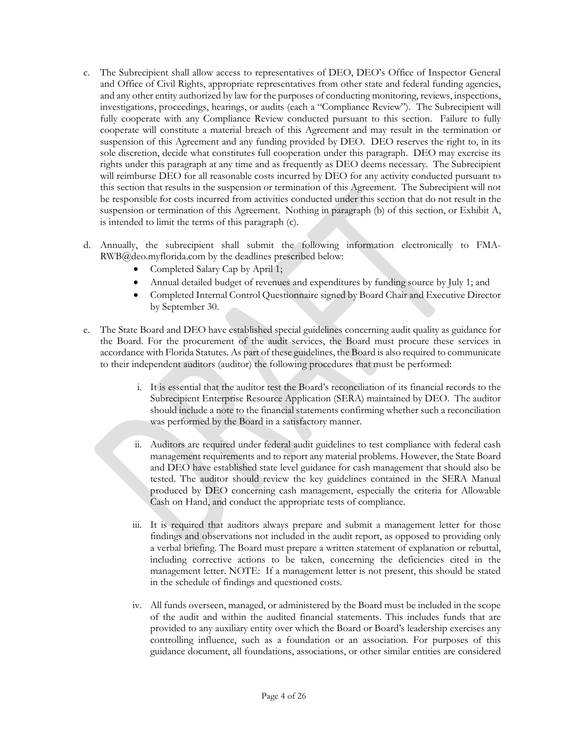c. The Subrecipient shall allow access to representatives of DEO, DEO's Office of Inspector General and Office of Civil Rights, appropriate representatives from other state and federal funding agencies, and any other entity authorized by law for the purposes of conducting monitoring, reviews, inspections, investigations, proceedings, hearings, or audits (each a "Compliance Review"). The Subrecipient will fully cooperate with any Compliance Review conducted pursuant to this section. Failure to fully cooperate will constitute a material breach of this Agreement and may result in the termination or suspension of this Agreement and any funding provided by DEO. DEO reserves the right to, in its sole discretion, decide what constitutes full cooperation under this paragraph. DEO may exercise its rights under this paragraph at any time and as frequently as DEO deems necessary. The Subrecipient will reimburse DEO for all reasonable costs incurred by DEO for any activity conducted pursuant to this section that results in the suspension or termination of this Agreement. The Subrecipient will not be responsible for costs incurred from activities conducted under this section that do not result in the suspension or termination of this Agreement. Nothing in paragraph (b) of this section, or Exhibit A, is intended to limit the terms of this paragraph (c).

d. Annually, the subrecipient shall submit the following information electronically to FMA-RWB@deo.myflorida.com by the deadlines prescribed below:
   - Completed Salary Cap by April 1;
   - Annual detailed budget of revenues and expenditures by funding source by July 1; and
   - Completed Internal Control Questionnaire signed by Board Chair and Executive Director by September 30.

e. The State Board and DEO have established special guidelines concerning audit quality as guidance for the Board. For the procurement of the audit services, the Board must procure these services in accordance with Florida Statutes. As part of these guidelines, the Board is also required to communicate to their independent auditors (auditor) the following procedures that must be performed:

   i. It is essential that the auditor test the Board's reconciliation of its financial records to the Subrecipient Enterprise Resource Application (SERA) maintained by DEO. The auditor should include a note to the financial statements confirming whether such a reconciliation was performed by the Board in a satisfactory manner.

   ii. Auditors are required under federal audit guidelines to test compliance with federal cash management requirements and to report any material problems. However, the State Board and DEO have established state level guidance for cash management that should also be tested. The auditor should review the key guidelines contained in the SERA Manual produced by DEO concerning cash management, especially the criteria for Allowable Cash on Hand, and conduct the appropriate tests of compliance.

   iii. It is required that auditors always prepare and submit a management letter for those findings and observations not included in the audit report, as opposed to providing only a verbal briefing. The Board must prepare a written statement of explanation or rebuttal, including corrective actions to be taken, concerning the deficiencies cited in the management letter. NOTE: If a management letter is not present, this should be stated in the schedule of findings and questioned costs.

   iv. All funds overseen, managed, or administered by the Board must be included in the scope of the audit and within the audited financial statements. This includes funds that are provided to any auxiliary entity over which the Board or Board's leadership exercises any controlling influence, such as a foundation or an association. For purposes of this guidance document, all foundations, associations, or other similar entities are considered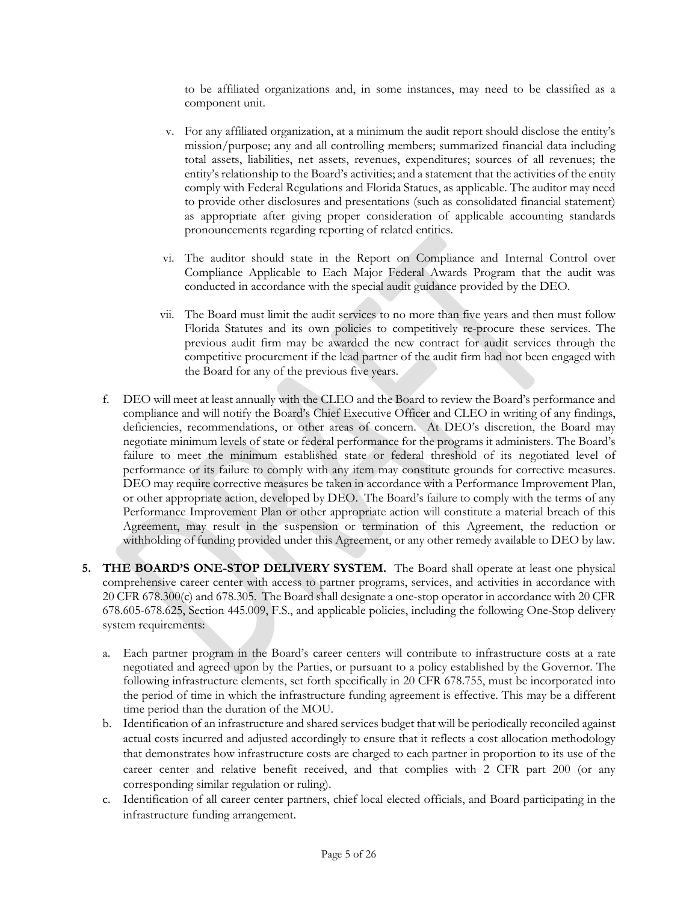to be affiliated organizations and, in some instances, may need to be classified as a component unit.

v. For any affiliated organization, at a minimum the audit report should disclose the entity's mission/purpose; any and all controlling members; summarized financial data including total assets, liabilities, net assets, revenues, expenditures; sources of all revenues; the entity's relationship to the Board's activities; and a statement that the activities of the entity comply with Federal Regulations and Florida Statues, as applicable. The auditor may need to provide other disclosures and presentations (such as consolidated financial statement) as appropriate after giving proper consideration of applicable accounting standards pronouncements regarding reporting of related entities.

vi. The auditor should state in the Report on Compliance and Internal Control over Compliance Applicable to Each Major Federal Awards Program that the audit was conducted in accordance with the special audit guidance provided by the DEO.

vii. The Board must limit the audit services to no more than five years and then must follow Florida Statutes and its own policies to competitively re-procure these services. The previous audit firm may be awarded the new contract for audit services through the competitive procurement if the lead partner of the audit firm had not been engaged with the Board for any of the previous five years.

f. DEO will meet at least annually with the CLEO and the Board to review the Board's performance and compliance and will notify the Board's Chief Executive Officer and CLEO in writing of any findings, deficiencies, recommendations, or other areas of concern. At DEO's discretion, the Board may negotiate minimum levels of state or federal performance for the programs it administers. The Board's failure to meet the minimum established state or federal threshold of its negotiated level of performance or its failure to comply with any item may constitute grounds for corrective measures. DEO may require corrective measures be taken in accordance with a Performance Improvement Plan, or other appropriate action, developed by DEO. The Board's failure to comply with the terms of any Performance Improvement Plan or other appropriate action will constitute a material breach of this Agreement, may result in the suspension or termination of this Agreement, the reduction or withholding of funding provided under this Agreement, or any other remedy available to DEO by law.

**5. THE BOARD'S ONE-STOP DELIVERY SYSTEM.** The Board shall operate at least one physical comprehensive career center with access to partner programs, services, and activities in accordance with 20 CFR 678.300(c) and 678.305. The Board shall designate a one-stop operator in accordance with 20 CFR 678.605-678.625, Section 445.009, F.S., and applicable policies, including the following One-Stop delivery system requirements:

a. Each partner program in the Board's career centers will contribute to infrastructure costs at a rate negotiated and agreed upon by the Parties, or pursuant to a policy established by the Governor. The following infrastructure elements, set forth specifically in 20 CFR 678.755, must be incorporated into the period of time in which the infrastructure funding agreement is effective. This may be a different time period than the duration of the MOU.

b. Identification of an infrastructure and shared services budget that will be periodically reconciled against actual costs incurred and adjusted accordingly to ensure that it reflects a cost allocation methodology that demonstrates how infrastructure costs are charged to each partner in proportion to its use of the career center and relative benefit received, and that complies with 2 CFR part 200 (or any corresponding similar regulation or ruling).

c. Identification of all career center partners, chief local elected officials, and Board participating in the infrastructure funding arrangement.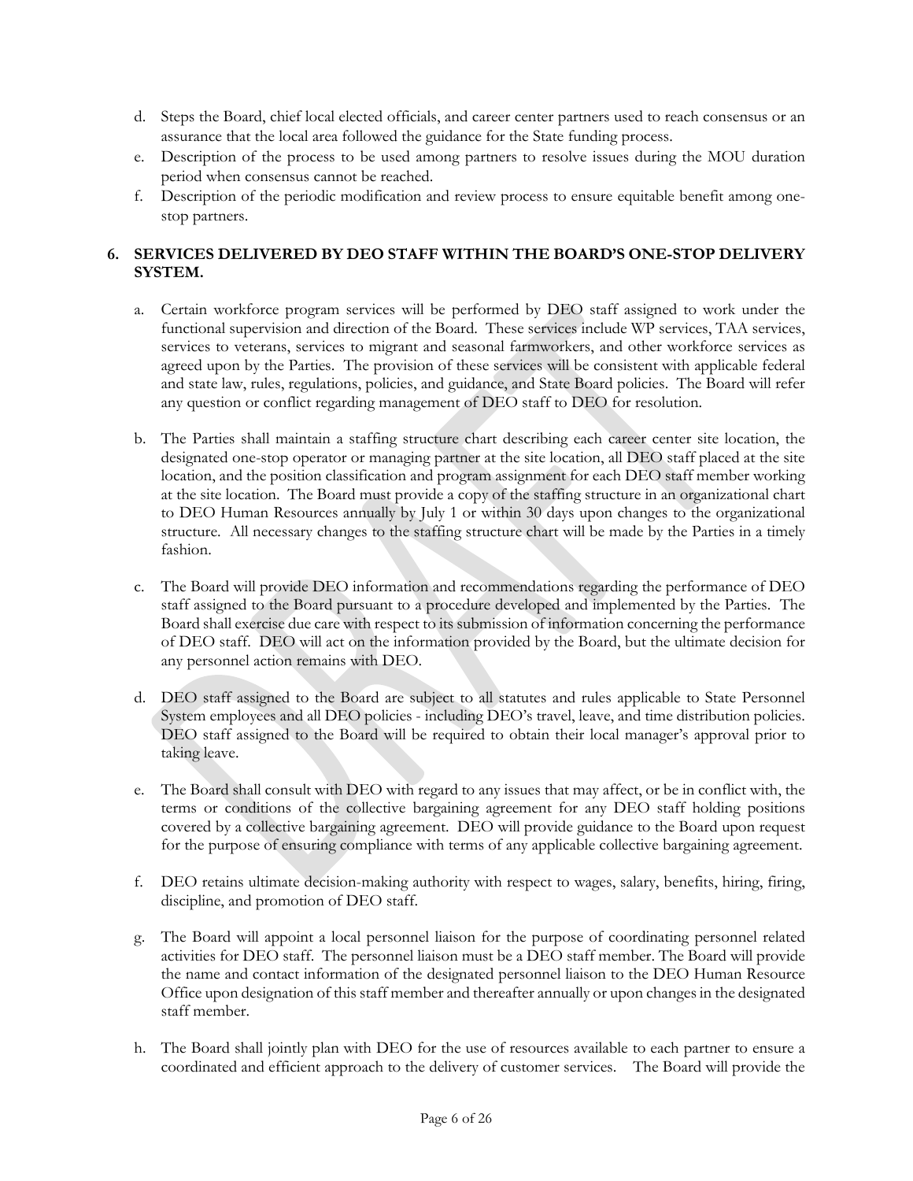d. Steps the Board, chief local elected officials, and career center partners used to reach consensus or an assurance that the local area followed the guidance for the State funding process.

e. Description of the process to be used among partners to resolve issues during the MOU duration period when consensus cannot be reached.

f. Description of the periodic modification and review process to ensure equitable benefit among one-stop partners.

## 6. SERVICES DELIVERED BY DEO STAFF WITHIN THE BOARD'S ONE-STOP DELIVERY SYSTEM.

a. Certain workforce program services will be performed by DEO staff assigned to work under the functional supervision and direction of the Board. These services include WP services, TAA services, services to veterans, services to migrant and seasonal farmworkers, and other workforce services as agreed upon by the Parties. The provision of these services will be consistent with applicable federal and state law, rules, regulations, policies, and guidance, and State Board policies. The Board will refer any question or conflict regarding management of DEO staff to DEO for resolution.

b. The Parties shall maintain a staffing structure chart describing each career center site location, the designated one-stop operator or managing partner at the site location, all DEO staff placed at the site location, and the position classification and program assignment for each DEO staff member working at the site location. The Board must provide a copy of the staffing structure in an organizational chart to DEO Human Resources annually by July 1 or within 30 days upon changes to the organizational structure. All necessary changes to the staffing structure chart will be made by the Parties in a timely fashion.

c. The Board will provide DEO information and recommendations regarding the performance of DEO staff assigned to the Board pursuant to a procedure developed and implemented by the Parties. The Board shall exercise due care with respect to its submission of information concerning the performance of DEO staff. DEO will act on the information provided by the Board, but the ultimate decision for any personnel action remains with DEO.

d. DEO staff assigned to the Board are subject to all statutes and rules applicable to State Personnel System employees and all DEO policies - including DEO's travel, leave, and time distribution policies. DEO staff assigned to the Board will be required to obtain their local manager's approval prior to taking leave.

e. The Board shall consult with DEO with regard to any issues that may affect, or be in conflict with, the terms or conditions of the collective bargaining agreement for any DEO staff holding positions covered by a collective bargaining agreement. DEO will provide guidance to the Board upon request for the purpose of ensuring compliance with terms of any applicable collective bargaining agreement.

f. DEO retains ultimate decision-making authority with respect to wages, salary, benefits, hiring, firing, discipline, and promotion of DEO staff.

g. The Board will appoint a local personnel liaison for the purpose of coordinating personnel related activities for DEO staff. The personnel liaison must be a DEO staff member. The Board will provide the name and contact information of the designated personnel liaison to the DEO Human Resource Office upon designation of this staff member and thereafter annually or upon changes in the designated staff member.

h. The Board shall jointly plan with DEO for the use of resources available to each partner to ensure a coordinated and efficient approach to the delivery of customer services. The Board will provide the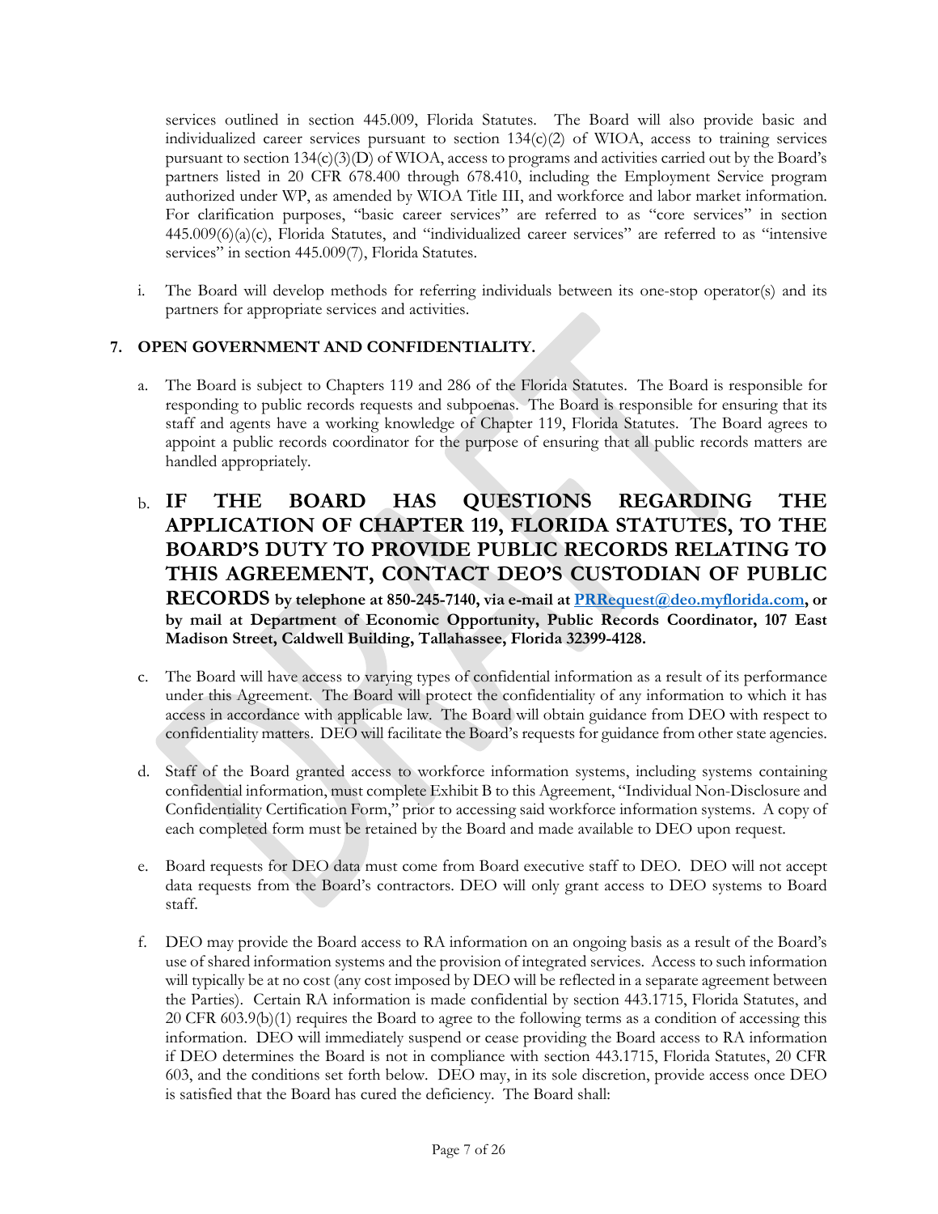services outlined in section 445.009, Florida Statutes. The Board will also provide basic and individualized career services pursuant to section 134(c)(2) of WIOA, access to training services pursuant to section 134(c)(3)(D) of WIOA, access to programs and activities carried out by the Board's partners listed in 20 CFR 678.400 through 678.410, including the Employment Service program authorized under WP, as amended by WIOA Title III, and workforce and labor market information. For clarification purposes, "basic career services" are referred to as "core services" in section 445.009(6)(a)(c), Florida Statutes, and "individualized career services" are referred to as "intensive services" in section 445.009(7), Florida Statutes.

i. The Board will develop methods for referring individuals between its one-stop operator(s) and its partners for appropriate services and activities.

## 7. OPEN GOVERNMENT AND CONFIDENTIALITY.

a. The Board is subject to Chapters 119 and 286 of the Florida Statutes. The Board is responsible for responding to public records requests and subpoenas. The Board is responsible for ensuring that its staff and agents have a working knowledge of Chapter 119, Florida Statutes. The Board agrees to appoint a public records coordinator for the purpose of ensuring that all public records matters are handled appropriately.

b. **IF THE BOARD HAS QUESTIONS REGARDING THE APPLICATION OF CHAPTER 119, FLORIDA STATUTES, TO THE BOARD'S DUTY TO PROVIDE PUBLIC RECORDS RELATING TO THIS AGREEMENT, CONTACT DEO'S CUSTODIAN OF PUBLIC RECORDS by telephone at 850-245-7140, via e-mail at PRRequest@deo.myflorida.com, or by mail at Department of Economic Opportunity, Public Records Coordinator, 107 East Madison Street, Caldwell Building, Tallahassee, Florida 32399-4128.**

c. The Board will have access to varying types of confidential information as a result of its performance under this Agreement. The Board will protect the confidentiality of any information to which it has access in accordance with applicable law. The Board will obtain guidance from DEO with respect to confidentiality matters. DEO will facilitate the Board's requests for guidance from other state agencies.

d. Staff of the Board granted access to workforce information systems, including systems containing confidential information, must complete Exhibit B to this Agreement, "Individual Non-Disclosure and Confidentiality Certification Form," prior to accessing said workforce information systems. A copy of each completed form must be retained by the Board and made available to DEO upon request.

e. Board requests for DEO data must come from Board executive staff to DEO. DEO will not accept data requests from the Board's contractors. DEO will only grant access to DEO systems to Board staff.

f. DEO may provide the Board access to RA information on an ongoing basis as a result of the Board's use of shared information systems and the provision of integrated services. Access to such information will typically be at no cost (any cost imposed by DEO will be reflected in a separate agreement between the Parties). Certain RA information is made confidential by section 443.1715, Florida Statutes, and 20 CFR 603.9(b)(1) requires the Board to agree to the following terms as a condition of accessing this information. DEO will immediately suspend or cease providing the Board access to RA information if DEO determines the Board is not in compliance with section 443.1715, Florida Statutes, 20 CFR 603, and the conditions set forth below. DEO may, in its sole discretion, provide access once DEO is satisfied that the Board has cured the deficiency. The Board shall: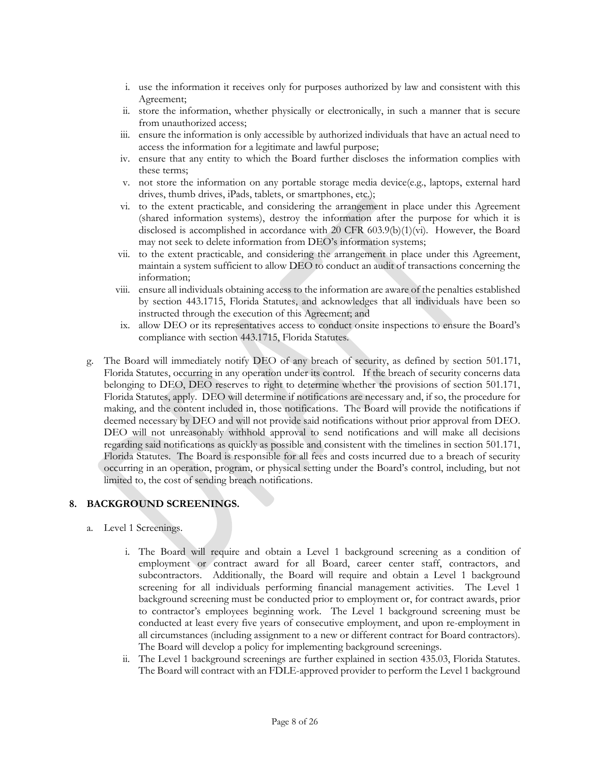i. use the information it receives only for purposes authorized by law and consistent with this Agreement;
ii. store the information, whether physically or electronically, in such a manner that is secure from unauthorized access;
iii. ensure the information is only accessible by authorized individuals that have an actual need to access the information for a legitimate and lawful purpose;
iv. ensure that any entity to which the Board further discloses the information complies with these terms;
v. not store the information on any portable storage media device(e.g., laptops, external hard drives, thumb drives, iPads, tablets, or smartphones, etc.);
vi. to the extent practicable, and considering the arrangement in place under this Agreement (shared information systems), destroy the information after the purpose for which it is disclosed is accomplished in accordance with 20 CFR 603.9(b)(1)(vi). However, the Board may not seek to delete information from DEO's information systems;
vii. to the extent practicable, and considering the arrangement in place under this Agreement, maintain a system sufficient to allow DEO to conduct an audit of transactions concerning the information;
viii. ensure all individuals obtaining access to the information are aware of the penalties established by section 443.1715, Florida Statutes, and acknowledges that all individuals have been so instructed through the execution of this Agreement; and
ix. allow DEO or its representatives access to conduct onsite inspections to ensure the Board's compliance with section 443.1715, Florida Statutes.

g. The Board will immediately notify DEO of any breach of security, as defined by section 501.171, Florida Statutes, occurring in any operation under its control. If the breach of security concerns data belonging to DEO, DEO reserves to right to determine whether the provisions of section 501.171, Florida Statutes, apply. DEO will determine if notifications are necessary and, if so, the procedure for making, and the content included in, those notifications. The Board will provide the notifications if deemed necessary by DEO and will not provide said notifications without prior approval from DEO. DEO will not unreasonably withhold approval to send notifications and will make all decisions regarding said notifications as quickly as possible and consistent with the timelines in section 501.171, Florida Statutes. The Board is responsible for all fees and costs incurred due to a breach of security occurring in an operation, program, or physical setting under the Board's control, including, but not limited to, the cost of sending breach notifications.

## 8. BACKGROUND SCREENINGS.

a. Level 1 Screenings.

i. The Board will require and obtain a Level 1 background screening as a condition of employment or contract award for all Board, career center staff, contractors, and subcontractors. Additionally, the Board will require and obtain a Level 1 background screening for all individuals performing financial management activities. The Level 1 background screening must be conducted prior to employment or, for contract awards, prior to contractor's employees beginning work. The Level 1 background screening must be conducted at least every five years of consecutive employment, and upon re-employment in all circumstances (including assignment to a new or different contract for Board contractors). The Board will develop a policy for implementing background screenings.
ii. The Level 1 background screenings are further explained in section 435.03, Florida Statutes. The Board will contract with an FDLE-approved provider to perform the Level 1 background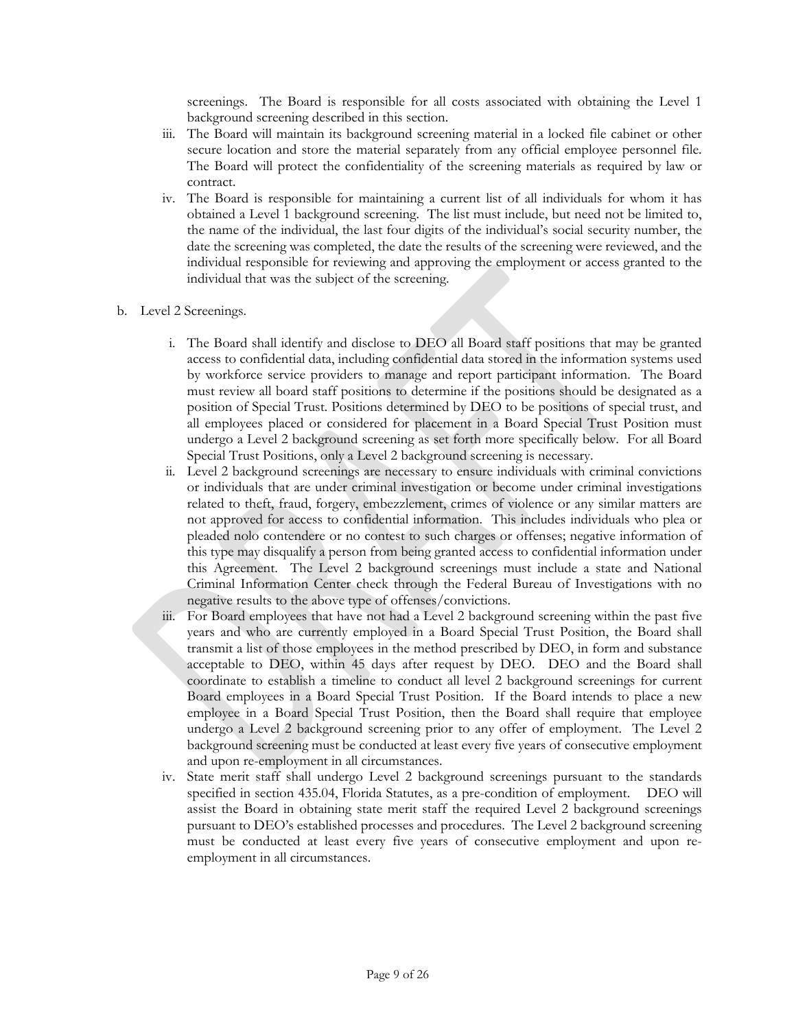screenings. The Board is responsible for all costs associated with obtaining the Level 1 background screening described in this section.

iii. The Board will maintain its background screening material in a locked file cabinet or other secure location and store the material separately from any official employee personnel file. The Board will protect the confidentiality of the screening materials as required by law or contract.

iv. The Board is responsible for maintaining a current list of all individuals for whom it has obtained a Level 1 background screening. The list must include, but need not be limited to, the name of the individual, the last four digits of the individual's social security number, the date the screening was completed, the date the results of the screening were reviewed, and the individual responsible for reviewing and approving the employment or access granted to the individual that was the subject of the screening.

b. Level 2 Screenings.

i. The Board shall identify and disclose to DEO all Board staff positions that may be granted access to confidential data, including confidential data stored in the information systems used by workforce service providers to manage and report participant information. The Board must review all board staff positions to determine if the positions should be designated as a position of Special Trust. Positions determined by DEO to be positions of special trust, and all employees placed or considered for placement in a Board Special Trust Position must undergo a Level 2 background screening as set forth more specifically below. For all Board Special Trust Positions, only a Level 2 background screening is necessary.

ii. Level 2 background screenings are necessary to ensure individuals with criminal convictions or individuals that are under criminal investigation or become under criminal investigations related to theft, fraud, forgery, embezzlement, crimes of violence or any similar matters are not approved for access to confidential information. This includes individuals who plea or pleaded nolo contendere or no contest to such charges or offenses; negative information of this type may disqualify a person from being granted access to confidential information under this Agreement. The Level 2 background screenings must include a state and National Criminal Information Center check through the Federal Bureau of Investigations with no negative results to the above type of offenses/convictions.

iii. For Board employees that have not had a Level 2 background screening within the past five years and who are currently employed in a Board Special Trust Position, the Board shall transmit a list of those employees in the method prescribed by DEO, in form and substance acceptable to DEO, within 45 days after request by DEO. DEO and the Board shall coordinate to establish a timeline to conduct all level 2 background screenings for current Board employees in a Board Special Trust Position. If the Board intends to place a new employee in a Board Special Trust Position, then the Board shall require that employee undergo a Level 2 background screening prior to any offer of employment. The Level 2 background screening must be conducted at least every five years of consecutive employment and upon re-employment in all circumstances.

iv. State merit staff shall undergo Level 2 background screenings pursuant to the standards specified in section 435.04, Florida Statutes, as a pre-condition of employment. DEO will assist the Board in obtaining state merit staff the required Level 2 background screenings pursuant to DEO's established processes and procedures. The Level 2 background screening must be conducted at least every five years of consecutive employment and upon re-employment in all circumstances.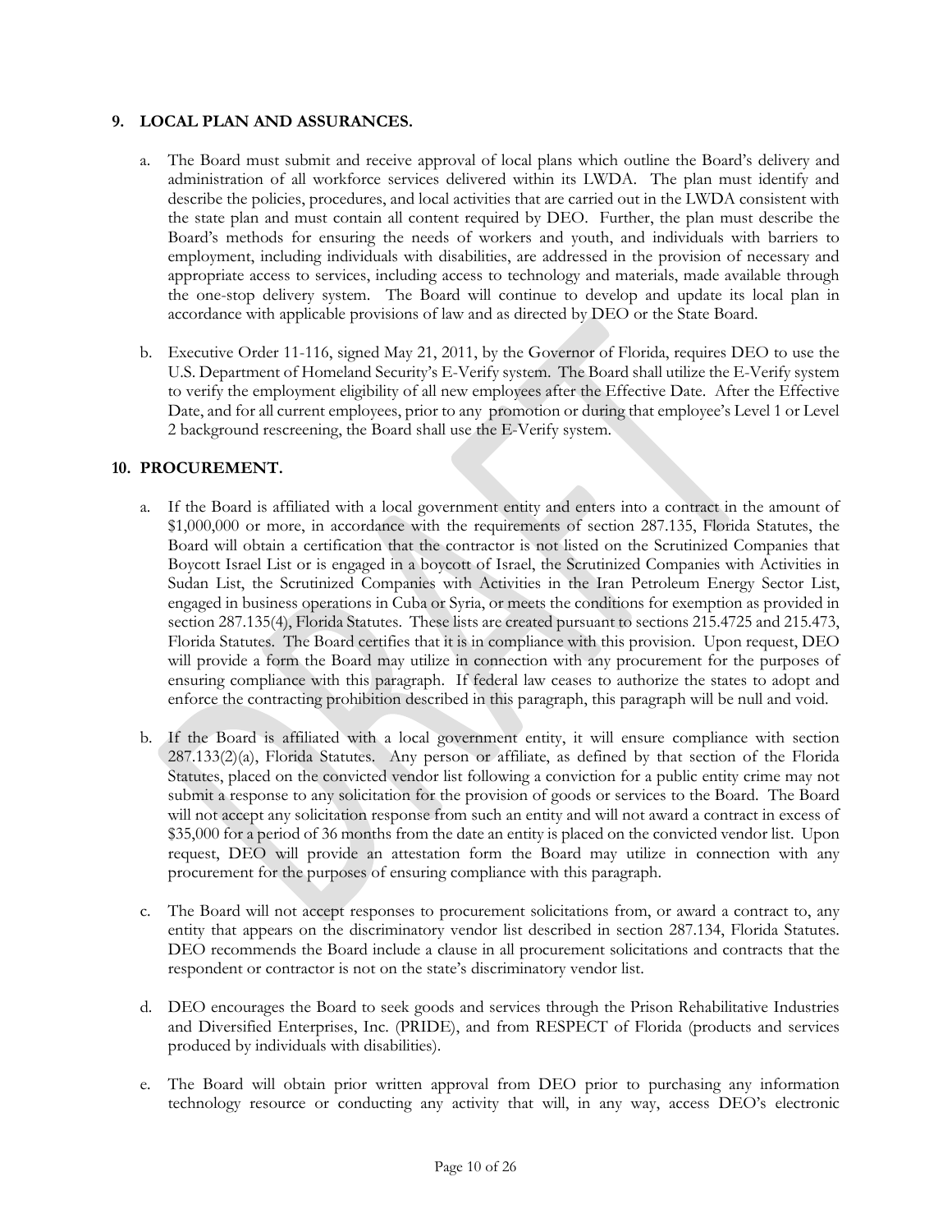## 9. LOCAL PLAN AND ASSURANCES.

a. The Board must submit and receive approval of local plans which outline the Board's delivery and administration of all workforce services delivered within its LWDA. The plan must identify and describe the policies, procedures, and local activities that are carried out in the LWDA consistent with the state plan and must contain all content required by DEO. Further, the plan must describe the Board's methods for ensuring the needs of workers and youth, and individuals with barriers to employment, including individuals with disabilities, are addressed in the provision of necessary and appropriate access to services, including access to technology and materials, made available through the one-stop delivery system. The Board will continue to develop and update its local plan in accordance with applicable provisions of law and as directed by DEO or the State Board.

b. Executive Order 11-116, signed May 21, 2011, by the Governor of Florida, requires DEO to use the U.S. Department of Homeland Security's E-Verify system. The Board shall utilize the E-Verify system to verify the employment eligibility of all new employees after the Effective Date. After the Effective Date, and for all current employees, prior to any promotion or during that employee's Level 1 or Level 2 background rescreening, the Board shall use the E-Verify system.

## 10. PROCUREMENT.

a. If the Board is affiliated with a local government entity and enters into a contract in the amount of $1,000,000 or more, in accordance with the requirements of section 287.135, Florida Statutes, the Board will obtain a certification that the contractor is not listed on the Scrutinized Companies that Boycott Israel List or is engaged in a boycott of Israel, the Scrutinized Companies with Activities in Sudan List, the Scrutinized Companies with Activities in the Iran Petroleum Energy Sector List, engaged in business operations in Cuba or Syria, or meets the conditions for exemption as provided in section 287.135(4), Florida Statutes. These lists are created pursuant to sections 215.4725 and 215.473, Florida Statutes. The Board certifies that it is in compliance with this provision. Upon request, DEO will provide a form the Board may utilize in connection with any procurement for the purposes of ensuring compliance with this paragraph. If federal law ceases to authorize the states to adopt and enforce the contracting prohibition described in this paragraph, this paragraph will be null and void.

b. If the Board is affiliated with a local government entity, it will ensure compliance with section 287.133(2)(a), Florida Statutes. Any person or affiliate, as defined by that section of the Florida Statutes, placed on the convicted vendor list following a conviction for a public entity crime may not submit a response to any solicitation for the provision of goods or services to the Board. The Board will not accept any solicitation response from such an entity and will not award a contract in excess of $35,000 for a period of 36 months from the date an entity is placed on the convicted vendor list. Upon request, DEO will provide an attestation form the Board may utilize in connection with any procurement for the purposes of ensuring compliance with this paragraph.

c. The Board will not accept responses to procurement solicitations from, or award a contract to, any entity that appears on the discriminatory vendor list described in section 287.134, Florida Statutes. DEO recommends the Board include a clause in all procurement solicitations and contracts that the respondent or contractor is not on the state's discriminatory vendor list.

d. DEO encourages the Board to seek goods and services through the Prison Rehabilitative Industries and Diversified Enterprises, Inc. (PRIDE), and from RESPECT of Florida (products and services produced by individuals with disabilities).

e. The Board will obtain prior written approval from DEO prior to purchasing any information technology resource or conducting any activity that will, in any way, access DEO's electronic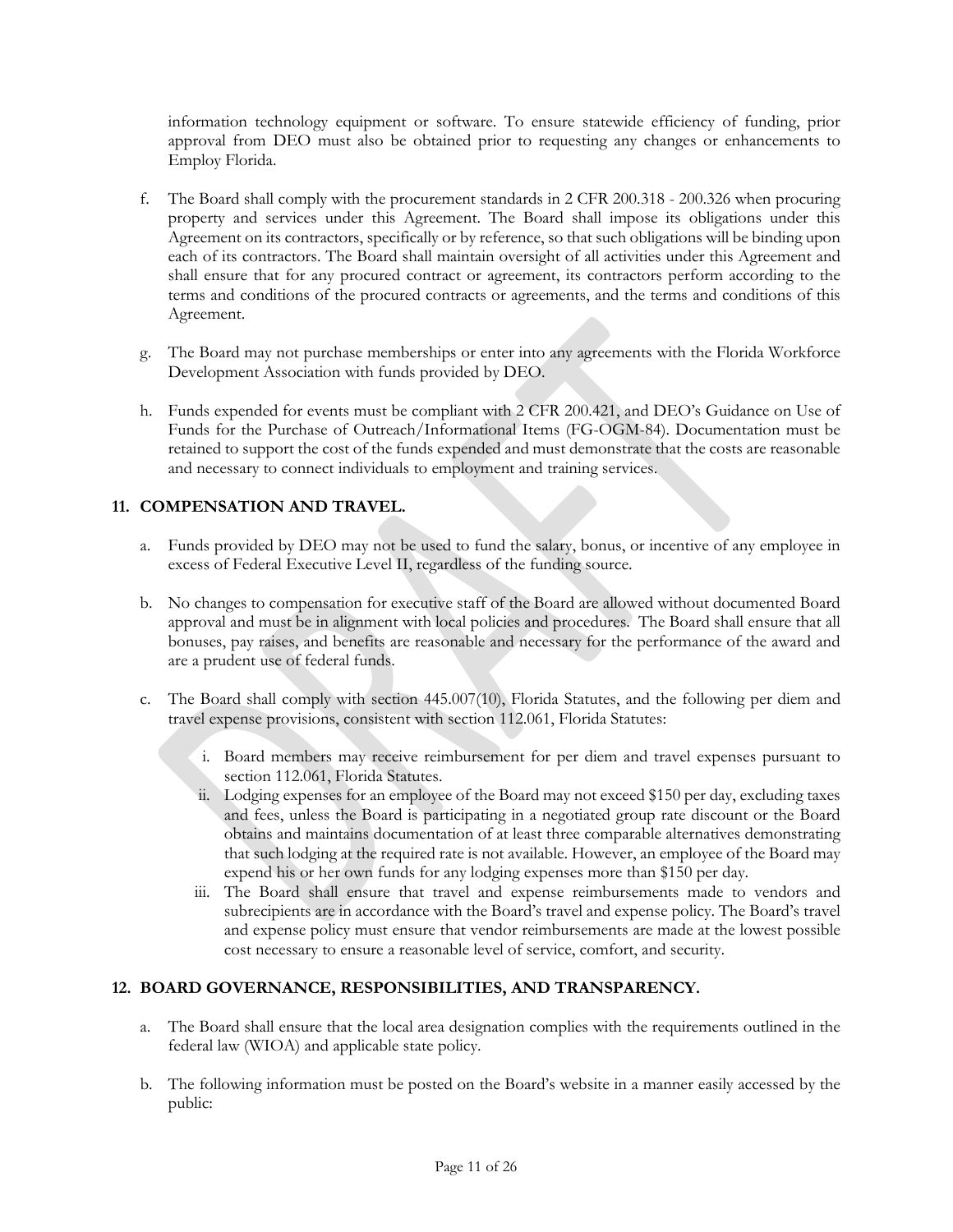information technology equipment or software. To ensure statewide efficiency of funding, prior approval from DEO must also be obtained prior to requesting any changes or enhancements to Employ Florida.

f. The Board shall comply with the procurement standards in 2 CFR 200.318 - 200.326 when procuring property and services under this Agreement. The Board shall impose its obligations under this Agreement on its contractors, specifically or by reference, so that such obligations will be binding upon each of its contractors. The Board shall maintain oversight of all activities under this Agreement and shall ensure that for any procured contract or agreement, its contractors perform according to the terms and conditions of the procured contracts or agreements, and the terms and conditions of this Agreement.

g. The Board may not purchase memberships or enter into any agreements with the Florida Workforce Development Association with funds provided by DEO.

h. Funds expended for events must be compliant with 2 CFR 200.421, and DEO's Guidance on Use of Funds for the Purchase of Outreach/Informational Items (FG-OGM-84). Documentation must be retained to support the cost of the funds expended and must demonstrate that the costs are reasonable and necessary to connect individuals to employment and training services.

## 11. COMPENSATION AND TRAVEL.

a. Funds provided by DEO may not be used to fund the salary, bonus, or incentive of any employee in excess of Federal Executive Level II, regardless of the funding source.

b. No changes to compensation for executive staff of the Board are allowed without documented Board approval and must be in alignment with local policies and procedures. The Board shall ensure that all bonuses, pay raises, and benefits are reasonable and necessary for the performance of the award and are a prudent use of federal funds.

c. The Board shall comply with section 445.007(10), Florida Statutes, and the following per diem and travel expense provisions, consistent with section 112.061, Florida Statutes:

   i. Board members may receive reimbursement for per diem and travel expenses pursuant to section 112.061, Florida Statutes.

   ii. Lodging expenses for an employee of the Board may not exceed $150 per day, excluding taxes and fees, unless the Board is participating in a negotiated group rate discount or the Board obtains and maintains documentation of at least three comparable alternatives demonstrating that such lodging at the required rate is not available. However, an employee of the Board may expend his or her own funds for any lodging expenses more than $150 per day.

   iii. The Board shall ensure that travel and expense reimbursements made to vendors and subrecipients are in accordance with the Board's travel and expense policy. The Board's travel and expense policy must ensure that vendor reimbursements are made at the lowest possible cost necessary to ensure a reasonable level of service, comfort, and security.

## 12. BOARD GOVERNANCE, RESPONSIBILITIES, AND TRANSPARENCY.

a. The Board shall ensure that the local area designation complies with the requirements outlined in the federal law (WIOA) and applicable state policy.

b. The following information must be posted on the Board's website in a manner easily accessed by the public: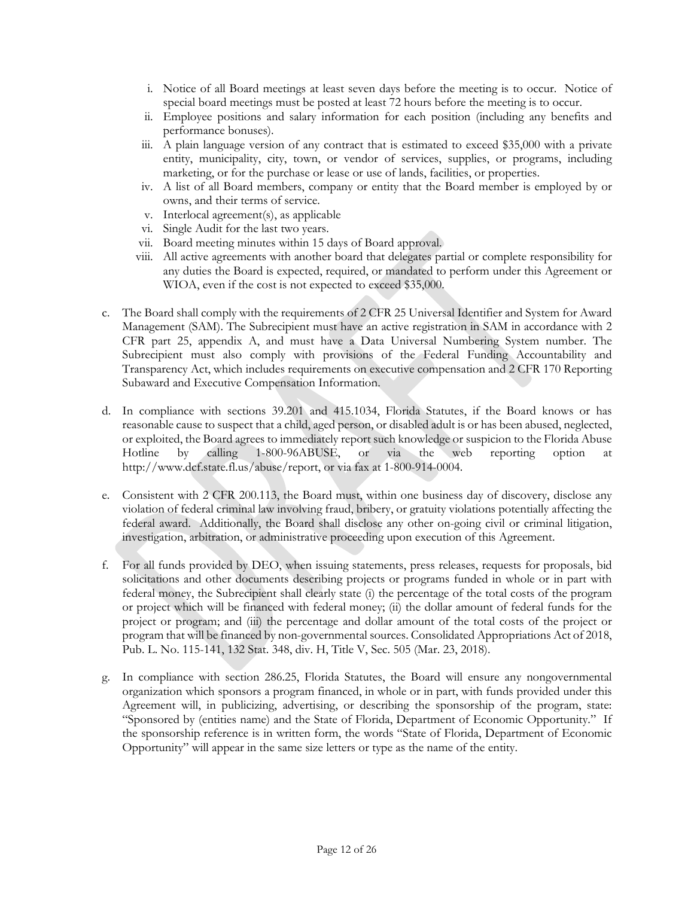i. Notice of all Board meetings at least seven days before the meeting is to occur. Notice of special board meetings must be posted at least 72 hours before the meeting is to occur.
ii. Employee positions and salary information for each position (including any benefits and performance bonuses).
iii. A plain language version of any contract that is estimated to exceed $35,000 with a private entity, municipality, city, town, or vendor of services, supplies, or programs, including marketing, or for the purchase or lease or use of lands, facilities, or properties.
iv. A list of all Board members, company or entity that the Board member is employed by or owns, and their terms of service.
v. Interlocal agreement(s), as applicable
vi. Single Audit for the last two years.
vii. Board meeting minutes within 15 days of Board approval.
viii. All active agreements with another board that delegates partial or complete responsibility for any duties the Board is expected, required, or mandated to perform under this Agreement or WIOA, even if the cost is not expected to exceed $35,000.

c. The Board shall comply with the requirements of 2 CFR 25 Universal Identifier and System for Award Management (SAM). The Subrecipient must have an active registration in SAM in accordance with 2 CFR part 25, appendix A, and must have a Data Universal Numbering System number. The Subrecipient must also comply with provisions of the Federal Funding Accountability and Transparency Act, which includes requirements on executive compensation and 2 CFR 170 Reporting Subaward and Executive Compensation Information.

d. In compliance with sections 39.201 and 415.1034, Florida Statutes, if the Board knows or has reasonable cause to suspect that a child, aged person, or disabled adult is or has been abused, neglected, or exploited, the Board agrees to immediately report such knowledge or suspicion to the Florida Abuse Hotline by calling 1-800-96ABUSE, or via the web reporting option at http://www.dcf.state.fl.us/abuse/report, or via fax at 1-800-914-0004.

e. Consistent with 2 CFR 200.113, the Board must, within one business day of discovery, disclose any violation of federal criminal law involving fraud, bribery, or gratuity violations potentially affecting the federal award. Additionally, the Board shall disclose any other on-going civil or criminal litigation, investigation, arbitration, or administrative proceeding upon execution of this Agreement.

f. For all funds provided by DEO, when issuing statements, press releases, requests for proposals, bid solicitations and other documents describing projects or programs funded in whole or in part with federal money, the Subrecipient shall clearly state (i) the percentage of the total costs of the program or project which will be financed with federal money; (ii) the dollar amount of federal funds for the project or program; and (iii) the percentage and dollar amount of the total costs of the project or program that will be financed by non-governmental sources. Consolidated Appropriations Act of 2018, Pub. L. No. 115-141, 132 Stat. 348, div. H, Title V, Sec. 505 (Mar. 23, 2018).

g. In compliance with section 286.25, Florida Statutes, the Board will ensure any nongovernmental organization which sponsors a program financed, in whole or in part, with funds provided under this Agreement will, in publicizing, advertising, or describing the sponsorship of the program, state: "Sponsored by (entities name) and the State of Florida, Department of Economic Opportunity." If the sponsorship reference is in written form, the words "State of Florida, Department of Economic Opportunity" will appear in the same size letters or type as the name of the entity.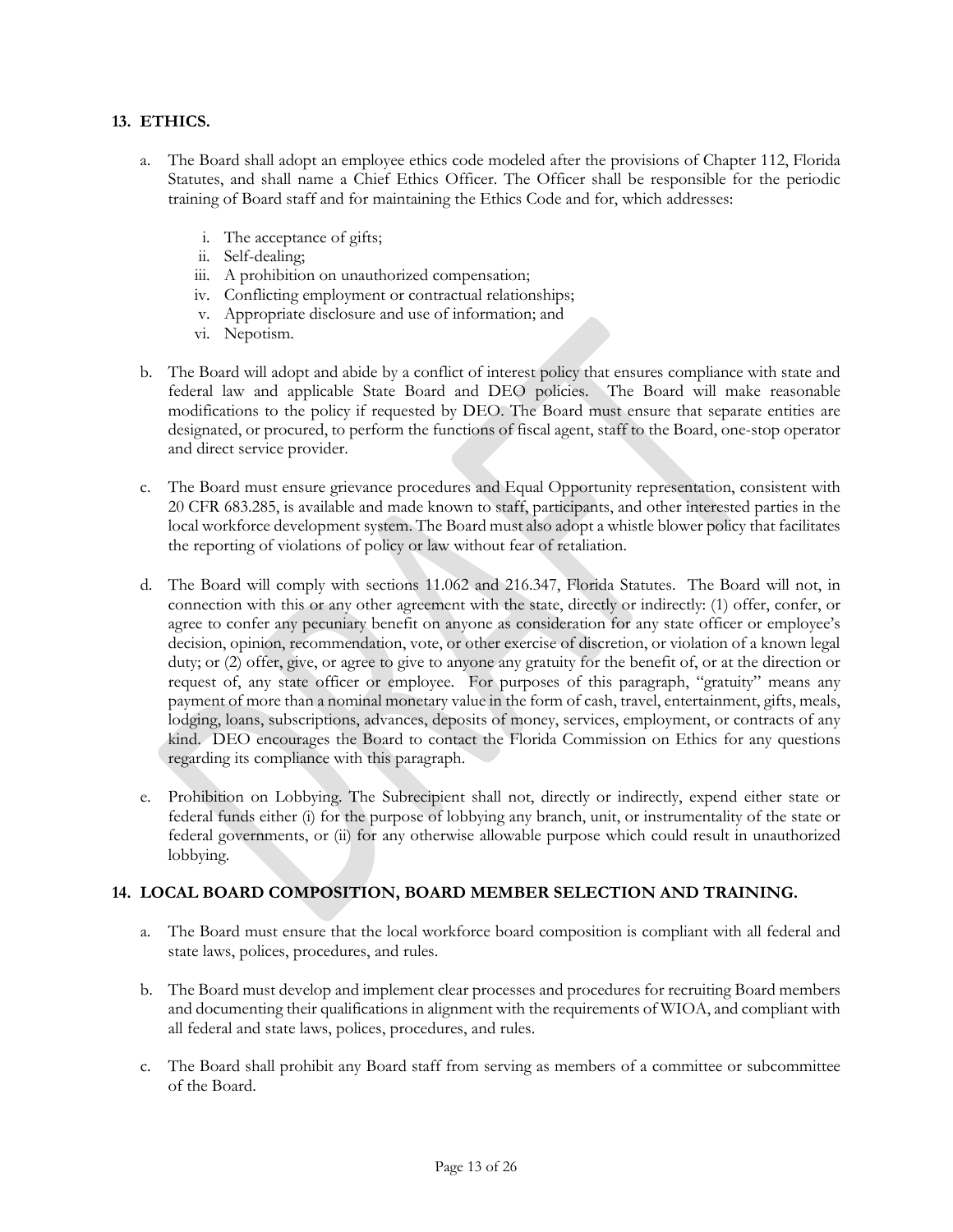## 13. ETHICS.

a. The Board shall adopt an employee ethics code modeled after the provisions of Chapter 112, Florida Statutes, and shall name a Chief Ethics Officer. The Officer shall be responsible for the periodic training of Board staff and for maintaining the Ethics Code and for, which addresses:

   i. The acceptance of gifts;
   ii. Self-dealing;
   iii. A prohibition on unauthorized compensation;
   iv. Conflicting employment or contractual relationships;
   v. Appropriate disclosure and use of information; and
   vi. Nepotism.

b. The Board will adopt and abide by a conflict of interest policy that ensures compliance with state and federal law and applicable State Board and DEO policies. The Board will make reasonable modifications to the policy if requested by DEO. The Board must ensure that separate entities are designated, or procured, to perform the functions of fiscal agent, staff to the Board, one-stop operator and direct service provider.

c. The Board must ensure grievance procedures and Equal Opportunity representation, consistent with 20 CFR 683.285, is available and made known to staff, participants, and other interested parties in the local workforce development system. The Board must also adopt a whistle blower policy that facilitates the reporting of violations of policy or law without fear of retaliation.

d. The Board will comply with sections 11.062 and 216.347, Florida Statutes. The Board will not, in connection with this or any other agreement with the state, directly or indirectly: (1) offer, confer, or agree to confer any pecuniary benefit on anyone as consideration for any state officer or employee's decision, opinion, recommendation, vote, or other exercise of discretion, or violation of a known legal duty; or (2) offer, give, or agree to give to anyone any gratuity for the benefit of, or at the direction or request of, any state officer or employee. For purposes of this paragraph, "gratuity" means any payment of more than a nominal monetary value in the form of cash, travel, entertainment, gifts, meals, lodging, loans, subscriptions, advances, deposits of money, services, employment, or contracts of any kind. DEO encourages the Board to contact the Florida Commission on Ethics for any questions regarding its compliance with this paragraph.

e. Prohibition on Lobbying. The Subrecipient shall not, directly or indirectly, expend either state or federal funds either (i) for the purpose of lobbying any branch, unit, or instrumentality of the state or federal governments, or (ii) for any otherwise allowable purpose which could result in unauthorized lobbying.

## 14. LOCAL BOARD COMPOSITION, BOARD MEMBER SELECTION AND TRAINING.

a. The Board must ensure that the local workforce board composition is compliant with all federal and state laws, polices, procedures, and rules.

b. The Board must develop and implement clear processes and procedures for recruiting Board members and documenting their qualifications in alignment with the requirements of WIOA, and compliant with all federal and state laws, polices, procedures, and rules.

c. The Board shall prohibit any Board staff from serving as members of a committee or subcommittee of the Board.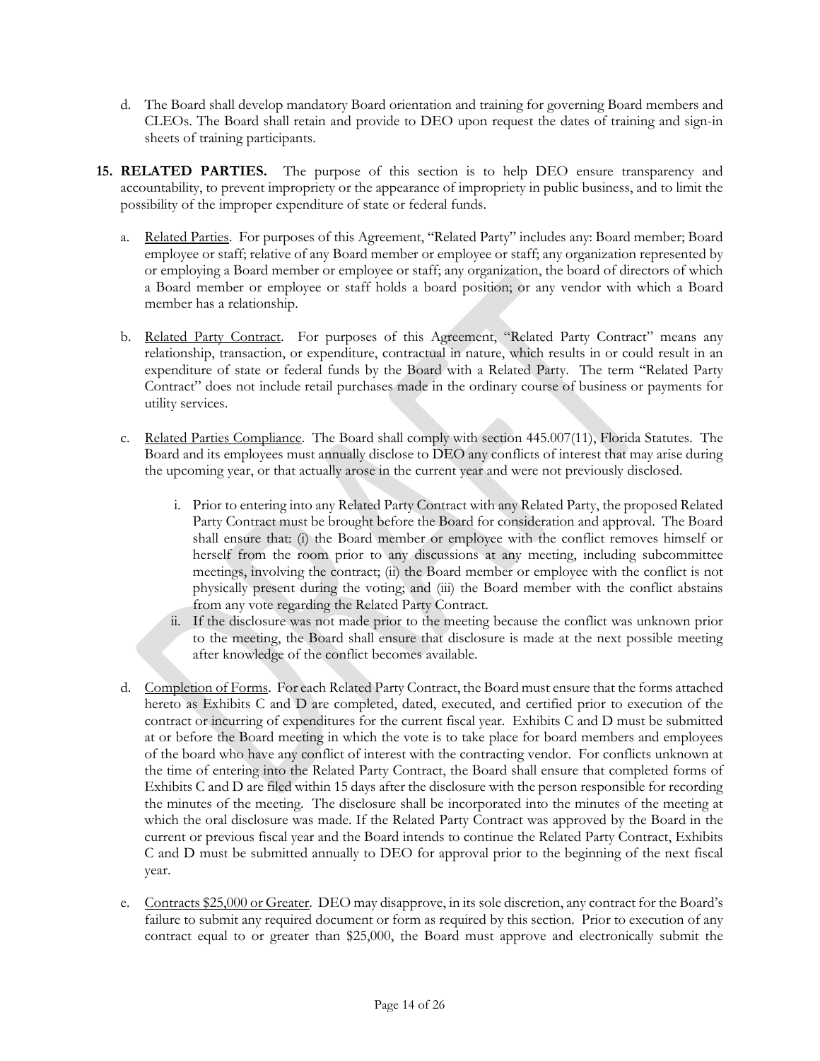d. The Board shall develop mandatory Board orientation and training for governing Board members and CLEOs. The Board shall retain and provide to DEO upon request the dates of training and sign-in sheets of training participants.

**15. RELATED PARTIES.** The purpose of this section is to help DEO ensure transparency and accountability, to prevent impropriety or the appearance of impropriety in public business, and to limit the possibility of the improper expenditure of state or federal funds.

a. Related Parties. For purposes of this Agreement, "Related Party" includes any: Board member; Board employee or staff; relative of any Board member or employee or staff; any organization represented by or employing a Board member or employee or staff; any organization, the board of directors of which a Board member or employee or staff holds a board position; or any vendor with which a Board member has a relationship.

b. Related Party Contract. For purposes of this Agreement, "Related Party Contract" means any relationship, transaction, or expenditure, contractual in nature, which results in or could result in an expenditure of state or federal funds by the Board with a Related Party. The term "Related Party Contract" does not include retail purchases made in the ordinary course of business or payments for utility services.

c. Related Parties Compliance. The Board shall comply with section 445.007(11), Florida Statutes. The Board and its employees must annually disclose to DEO any conflicts of interest that may arise during the upcoming year, or that actually arose in the current year and were not previously disclosed.

   i. Prior to entering into any Related Party Contract with any Related Party, the proposed Related Party Contract must be brought before the Board for consideration and approval. The Board shall ensure that: (i) the Board member or employee with the conflict removes himself or herself from the room prior to any discussions at any meeting, including subcommittee meetings, involving the contract; (ii) the Board member or employee with the conflict is not physically present during the voting; and (iii) the Board member with the conflict abstains from any vote regarding the Related Party Contract.

   ii. If the disclosure was not made prior to the meeting because the conflict was unknown prior to the meeting, the Board shall ensure that disclosure is made at the next possible meeting after knowledge of the conflict becomes available.

d. Completion of Forms. For each Related Party Contract, the Board must ensure that the forms attached hereto as Exhibits C and D are completed, dated, executed, and certified prior to execution of the contract or incurring of expenditures for the current fiscal year. Exhibits C and D must be submitted at or before the Board meeting in which the vote is to take place for board members and employees of the board who have any conflict of interest with the contracting vendor. For conflicts unknown at the time of entering into the Related Party Contract, the Board shall ensure that completed forms of Exhibits C and D are filed within 15 days after the disclosure with the person responsible for recording the minutes of the meeting. The disclosure shall be incorporated into the minutes of the meeting at which the oral disclosure was made. If the Related Party Contract was approved by the Board in the current or previous fiscal year and the Board intends to continue the Related Party Contract, Exhibits C and D must be submitted annually to DEO for approval prior to the beginning of the next fiscal year.

e. Contracts $25,000 or Greater. DEO may disapprove, in its sole discretion, any contract for the Board's failure to submit any required document or form as required by this section. Prior to execution of any contract equal to or greater than $25,000, the Board must approve and electronically submit the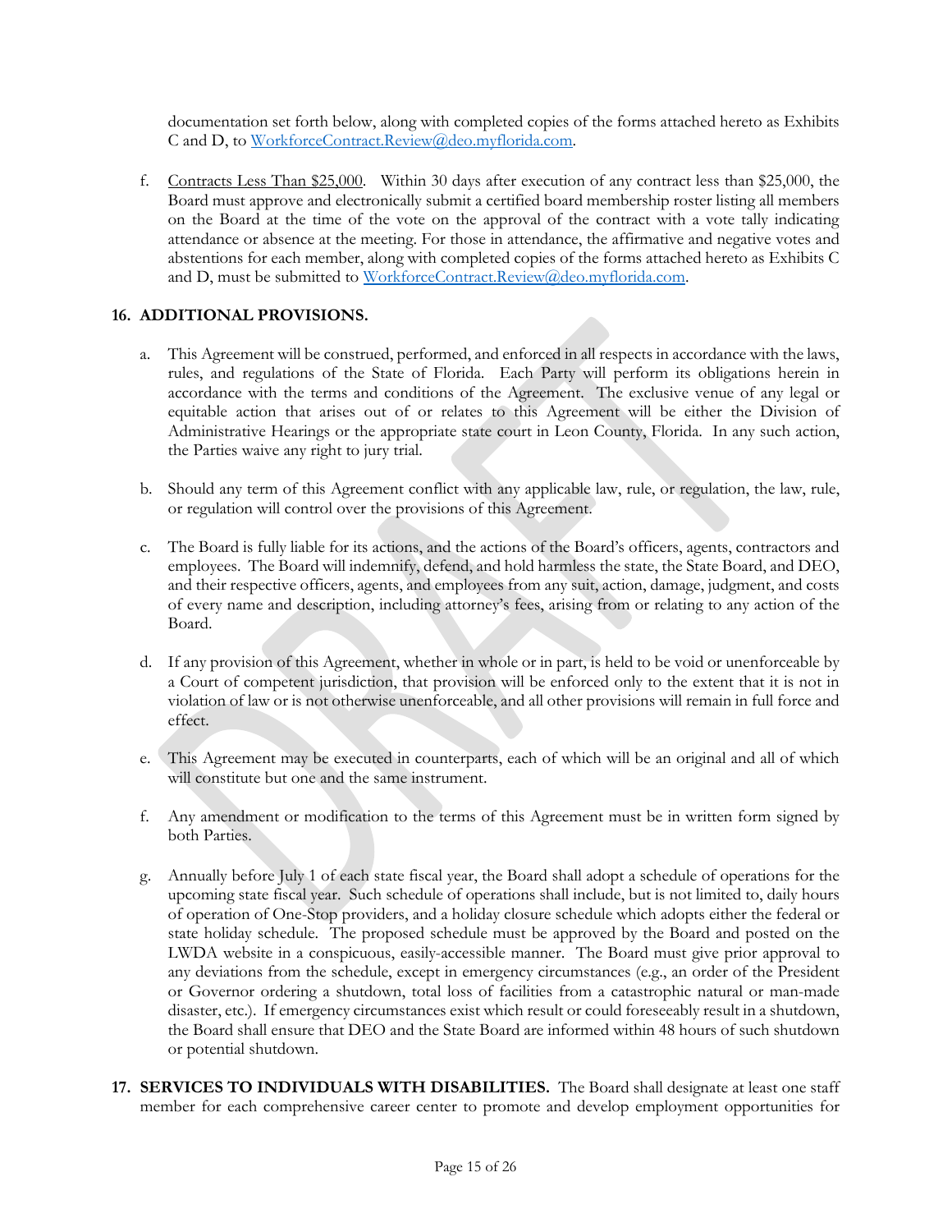documentation set forth below, along with completed copies of the forms attached hereto as Exhibits C and D, to WorkforceContract.Review@deo.myflorida.com.

f. Contracts Less Than $25,000. Within 30 days after execution of any contract less than $25,000, the Board must approve and electronically submit a certified board membership roster listing all members on the Board at the time of the vote on the approval of the contract with a vote tally indicating attendance or absence at the meeting. For those in attendance, the affirmative and negative votes and abstentions for each member, along with completed copies of the forms attached hereto as Exhibits C and D, must be submitted to WorkforceContract.Review@deo.myflorida.com.

## 16. ADDITIONAL PROVISIONS.

a. This Agreement will be construed, performed, and enforced in all respects in accordance with the laws, rules, and regulations of the State of Florida. Each Party will perform its obligations herein in accordance with the terms and conditions of the Agreement. The exclusive venue of any legal or equitable action that arises out of or relates to this Agreement will be either the Division of Administrative Hearings or the appropriate state court in Leon County, Florida. In any such action, the Parties waive any right to jury trial.

b. Should any term of this Agreement conflict with any applicable law, rule, or regulation, the law, rule, or regulation will control over the provisions of this Agreement.

c. The Board is fully liable for its actions, and the actions of the Board's officers, agents, contractors and employees. The Board will indemnify, defend, and hold harmless the state, the State Board, and DEO, and their respective officers, agents, and employees from any suit, action, damage, judgment, and costs of every name and description, including attorney's fees, arising from or relating to any action of the Board.

d. If any provision of this Agreement, whether in whole or in part, is held to be void or unenforceable by a Court of competent jurisdiction, that provision will be enforced only to the extent that it is not in violation of law or is not otherwise unenforceable, and all other provisions will remain in full force and effect.

e. This Agreement may be executed in counterparts, each of which will be an original and all of which will constitute but one and the same instrument.

f. Any amendment or modification to the terms of this Agreement must be in written form signed by both Parties.

g. Annually before July 1 of each state fiscal year, the Board shall adopt a schedule of operations for the upcoming state fiscal year. Such schedule of operations shall include, but is not limited to, daily hours of operation of One-Stop providers, and a holiday closure schedule which adopts either the federal or state holiday schedule. The proposed schedule must be approved by the Board and posted on the LWDA website in a conspicuous, easily-accessible manner. The Board must give prior approval to any deviations from the schedule, except in emergency circumstances (e.g., an order of the President or Governor ordering a shutdown, total loss of facilities from a catastrophic natural or man-made disaster, etc.). If emergency circumstances exist which result or could foreseeably result in a shutdown, the Board shall ensure that DEO and the State Board are informed within 48 hours of such shutdown or potential shutdown.

**17. SERVICES TO INDIVIDUALS WITH DISABILITIES.** The Board shall designate at least one staff member for each comprehensive career center to promote and develop employment opportunities for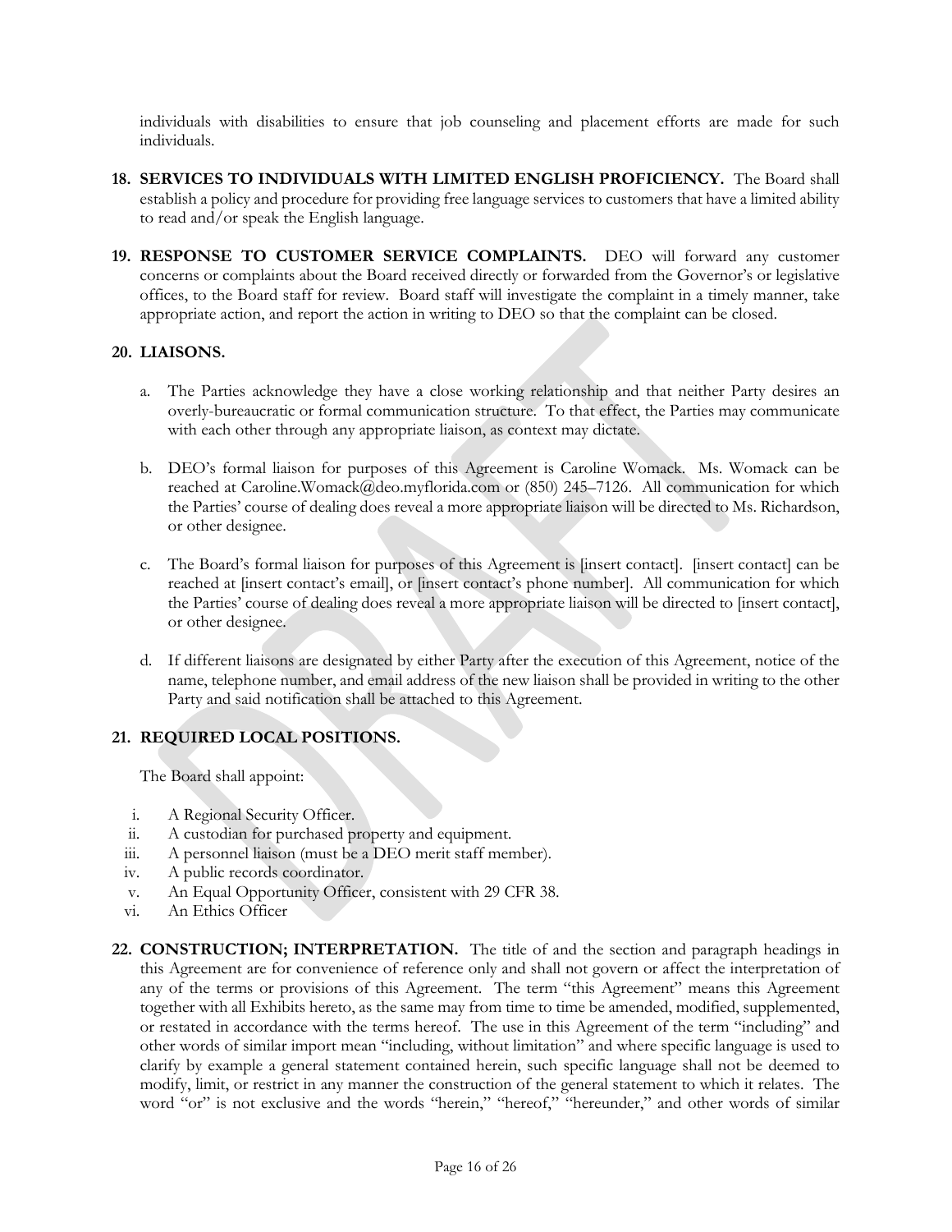individuals with disabilities to ensure that job counseling and placement efforts are made for such individuals.

**18. SERVICES TO INDIVIDUALS WITH LIMITED ENGLISH PROFICIENCY.** The Board shall establish a policy and procedure for providing free language services to customers that have a limited ability to read and/or speak the English language.

**19. RESPONSE TO CUSTOMER SERVICE COMPLAINTS.** DEO will forward any customer concerns or complaints about the Board received directly or forwarded from the Governor's or legislative offices, to the Board staff for review. Board staff will investigate the complaint in a timely manner, take appropriate action, and report the action in writing to DEO so that the complaint can be closed.

**20. LIAISONS.**

a. The Parties acknowledge they have a close working relationship and that neither Party desires an overly-bureaucratic or formal communication structure. To that effect, the Parties may communicate with each other through any appropriate liaison, as context may dictate.

b. DEO's formal liaison for purposes of this Agreement is Caroline Womack. Ms. Womack can be reached at Caroline.Womack@deo.myflorida.com or (850) 245–7126. All communication for which the Parties' course of dealing does reveal a more appropriate liaison will be directed to Ms. Richardson, or other designee.

c. The Board's formal liaison for purposes of this Agreement is [insert contact]. [insert contact] can be reached at [insert contact's email], or [insert contact's phone number]. All communication for which the Parties' course of dealing does reveal a more appropriate liaison will be directed to [insert contact], or other designee.

d. If different liaisons are designated by either Party after the execution of this Agreement, notice of the name, telephone number, and email address of the new liaison shall be provided in writing to the other Party and said notification shall be attached to this Agreement.

**21. REQUIRED LOCAL POSITIONS.**

The Board shall appoint:

i. A Regional Security Officer.
ii. A custodian for purchased property and equipment.
iii. A personnel liaison (must be a DEO merit staff member).
iv. A public records coordinator.
v. An Equal Opportunity Officer, consistent with 29 CFR 38.
vi. An Ethics Officer

**22. CONSTRUCTION; INTERPRETATION.** The title of and the section and paragraph headings in this Agreement are for convenience of reference only and shall not govern or affect the interpretation of any of the terms or provisions of this Agreement. The term "this Agreement" means this Agreement together with all Exhibits hereto, as the same may from time to time be amended, modified, supplemented, or restated in accordance with the terms hereof. The use in this Agreement of the term "including" and other words of similar import mean "including, without limitation" and where specific language is used to clarify by example a general statement contained herein, such specific language shall not be deemed to modify, limit, or restrict in any manner the construction of the general statement to which it relates. The word "or" is not exclusive and the words "herein," "hereof," "hereunder," and other words of similar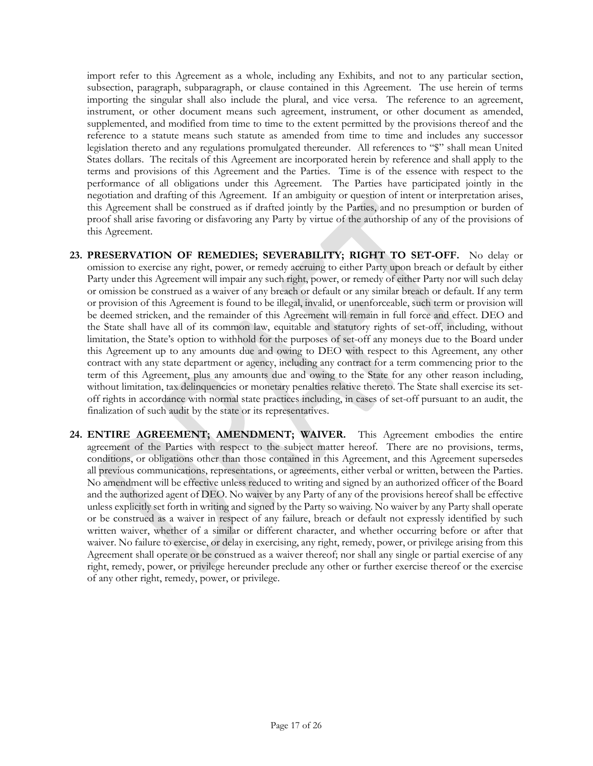import refer to this Agreement as a whole, including any Exhibits, and not to any particular section, subsection, paragraph, subparagraph, or clause contained in this Agreement. The use herein of terms importing the singular shall also include the plural, and vice versa. The reference to an agreement, instrument, or other document means such agreement, instrument, or other document as amended, supplemented, and modified from time to time to the extent permitted by the provisions thereof and the reference to a statute means such statute as amended from time to time and includes any successor legislation thereto and any regulations promulgated thereunder. All references to "$" shall mean United States dollars. The recitals of this Agreement are incorporated herein by reference and shall apply to the terms and provisions of this Agreement and the Parties. Time is of the essence with respect to the performance of all obligations under this Agreement. The Parties have participated jointly in the negotiation and drafting of this Agreement. If an ambiguity or question of intent or interpretation arises, this Agreement shall be construed as if drafted jointly by the Parties, and no presumption or burden of proof shall arise favoring or disfavoring any Party by virtue of the authorship of any of the provisions of this Agreement.

23. **PRESERVATION OF REMEDIES; SEVERABILITY; RIGHT TO SET-OFF.** No delay or omission to exercise any right, power, or remedy accruing to either Party upon breach or default by either Party under this Agreement will impair any such right, power, or remedy of either Party nor will such delay or omission be construed as a waiver of any breach or default or any similar breach or default. If any term or provision of this Agreement is found to be illegal, invalid, or unenforceable, such term or provision will be deemed stricken, and the remainder of this Agreement will remain in full force and effect. DEO and the State shall have all of its common law, equitable and statutory rights of set-off, including, without limitation, the State's option to withhold for the purposes of set-off any moneys due to the Board under this Agreement up to any amounts due and owing to DEO with respect to this Agreement, any other contract with any state department or agency, including any contract for a term commencing prior to the term of this Agreement, plus any amounts due and owing to the State for any other reason including, without limitation, tax delinquencies or monetary penalties relative thereto. The State shall exercise its set-off rights in accordance with normal state practices including, in cases of set-off pursuant to an audit, the finalization of such audit by the state or its representatives.

24. **ENTIRE AGREEMENT; AMENDMENT; WAIVER.** This Agreement embodies the entire agreement of the Parties with respect to the subject matter hereof. There are no provisions, terms, conditions, or obligations other than those contained in this Agreement, and this Agreement supersedes all previous communications, representations, or agreements, either verbal or written, between the Parties. No amendment will be effective unless reduced to writing and signed by an authorized officer of the Board and the authorized agent of DEO. No waiver by any Party of any of the provisions hereof shall be effective unless explicitly set forth in writing and signed by the Party so waiving. No waiver by any Party shall operate or be construed as a waiver in respect of any failure, breach or default not expressly identified by such written waiver, whether of a similar or different character, and whether occurring before or after that waiver. No failure to exercise, or delay in exercising, any right, remedy, power, or privilege arising from this Agreement shall operate or be construed as a waiver thereof; nor shall any single or partial exercise of any right, remedy, power, or privilege hereunder preclude any other or further exercise thereof or the exercise of any other right, remedy, power, or privilege.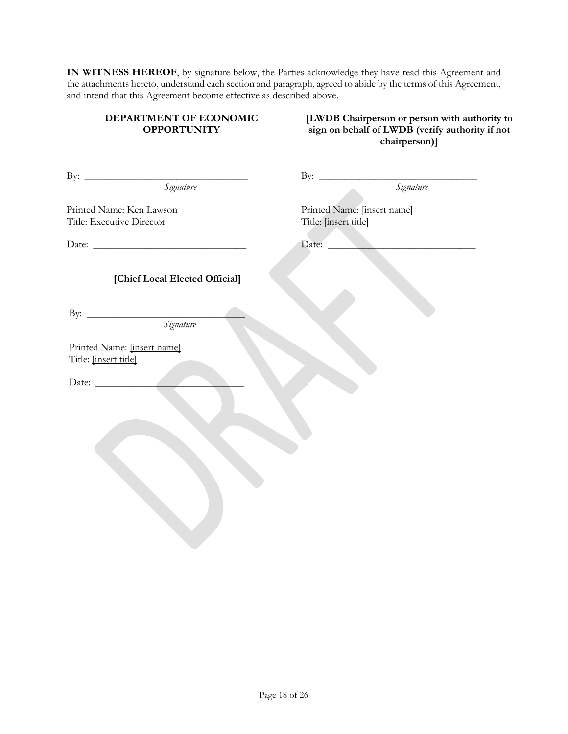**IN WITNESS HEREOF**, by signature below, the Parties acknowledge they have read this Agreement and the attachments hereto, understand each section and paragraph, agreed to abide by the terms of this Agreement, and intend that this Agreement become effective as described above.

**DEPARTMENT OF ECONOMIC OPPORTUNITY**

By: ________________________________
*Signature*

Printed Name: Ken Lawson
Title: Executive Director

Date: ______________________________

**[LWDB Chairperson or person with authority to sign on behalf of LWDB (verify authority if not chairperson)]**

By: ________________________________
*Signature*

Printed Name: [insert name]
Title: [insert title]

Date: ______________________________

**[Chief Local Elected Official]**

By: ________________________________
*Signature*

Printed Name: [insert name]
Title: [insert title]

Date: ______________________________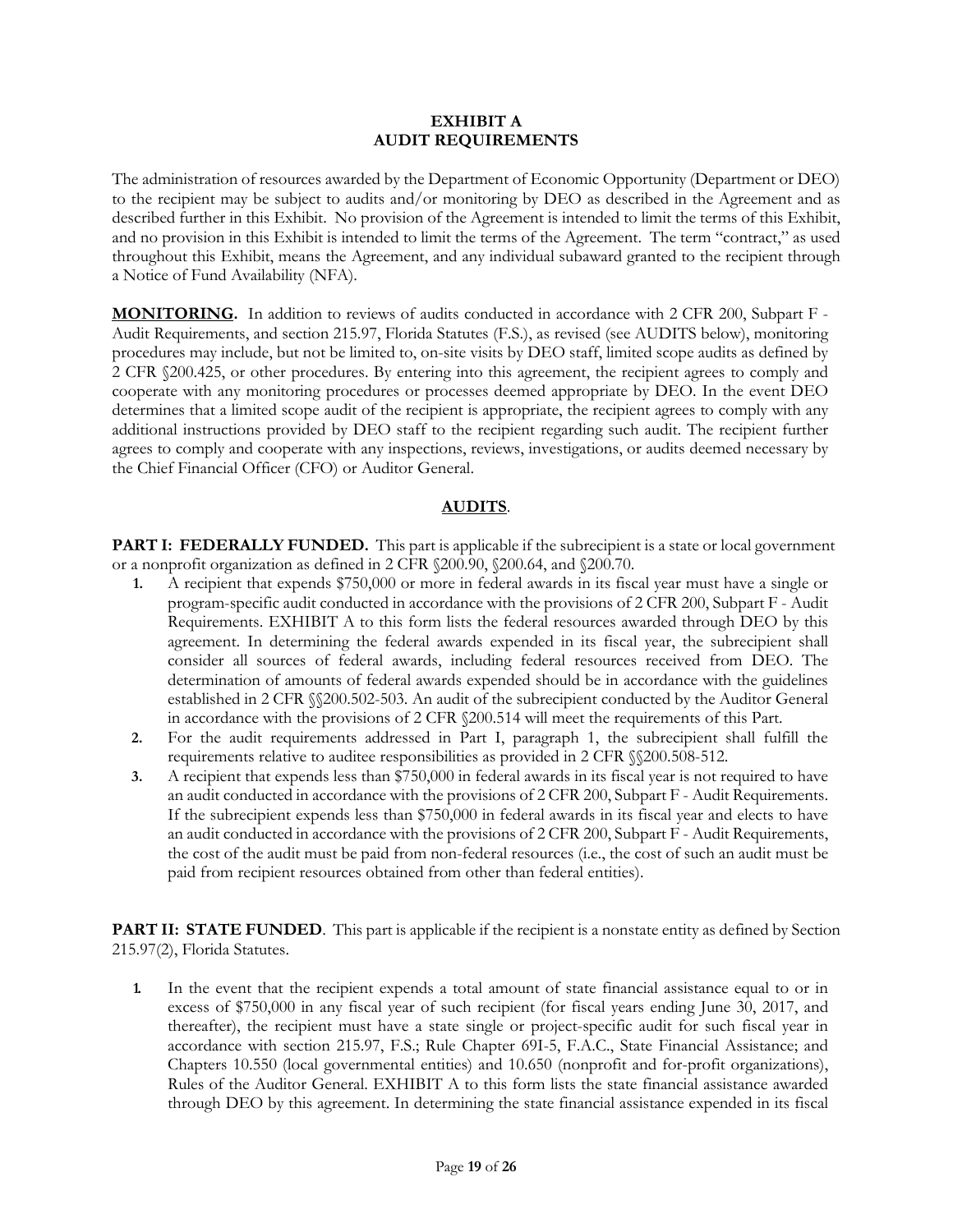# EXHIBIT A
# AUDIT REQUIREMENTS

The administration of resources awarded by the Department of Economic Opportunity (Department or DEO) to the recipient may be subject to audits and/or monitoring by DEO as described in the Agreement and as described further in this Exhibit. No provision of the Agreement is intended to limit the terms of this Exhibit, and no provision in this Exhibit is intended to limit the terms of the Agreement. The term "contract," as used throughout this Exhibit, means the Agreement, and any individual subaward granted to the recipient through a Notice of Fund Availability (NFA).

**MONITORING.** In addition to reviews of audits conducted in accordance with 2 CFR 200, Subpart F - Audit Requirements, and section 215.97, Florida Statutes (F.S.), as revised (see AUDITS below), monitoring procedures may include, but not be limited to, on-site visits by DEO staff, limited scope audits as defined by 2 CFR §200.425, or other procedures. By entering into this agreement, the recipient agrees to comply and cooperate with any monitoring procedures or processes deemed appropriate by DEO. In the event DEO determines that a limited scope audit of the recipient is appropriate, the recipient agrees to comply with any additional instructions provided by DEO staff to the recipient regarding such audit. The recipient further agrees to comply and cooperate with any inspections, reviews, investigations, or audits deemed necessary by the Chief Financial Officer (CFO) or Auditor General.

## AUDITS.

**PART I: FEDERALLY FUNDED.** This part is applicable if the subrecipient is a state or local government or a nonprofit organization as defined in 2 CFR §200.90, §200.64, and §200.70.

1. A recipient that expends $750,000 or more in federal awards in its fiscal year must have a single or program-specific audit conducted in accordance with the provisions of 2 CFR 200, Subpart F - Audit Requirements. EXHIBIT A to this form lists the federal resources awarded through DEO by this agreement. In determining the federal awards expended in its fiscal year, the subrecipient shall consider all sources of federal awards, including federal resources received from DEO. The determination of amounts of federal awards expended should be in accordance with the guidelines established in 2 CFR §§200.502-503. An audit of the subrecipient conducted by the Auditor General in accordance with the provisions of 2 CFR §200.514 will meet the requirements of this Part.
2. For the audit requirements addressed in Part I, paragraph 1, the subrecipient shall fulfill the requirements relative to auditee responsibilities as provided in 2 CFR §§200.508-512.
3. A recipient that expends less than $750,000 in federal awards in its fiscal year is not required to have an audit conducted in accordance with the provisions of 2 CFR 200, Subpart F - Audit Requirements. If the subrecipient expends less than $750,000 in federal awards in its fiscal year and elects to have an audit conducted in accordance with the provisions of 2 CFR 200, Subpart F - Audit Requirements, the cost of the audit must be paid from non-federal resources (i.e., the cost of such an audit must be paid from recipient resources obtained from other than federal entities).

**PART II: STATE FUNDED**. This part is applicable if the recipient is a nonstate entity as defined by Section 215.97(2), Florida Statutes.

1. In the event that the recipient expends a total amount of state financial assistance equal to or in excess of $750,000 in any fiscal year of such recipient (for fiscal years ending June 30, 2017, and thereafter), the recipient must have a state single or project-specific audit for such fiscal year in accordance with section 215.97, F.S.; Rule Chapter 69I-5, F.A.C., State Financial Assistance; and Chapters 10.550 (local governmental entities) and 10.650 (nonprofit and for-profit organizations), Rules of the Auditor General. EXHIBIT A to this form lists the state financial assistance awarded through DEO by this agreement. In determining the state financial assistance expended in its fiscal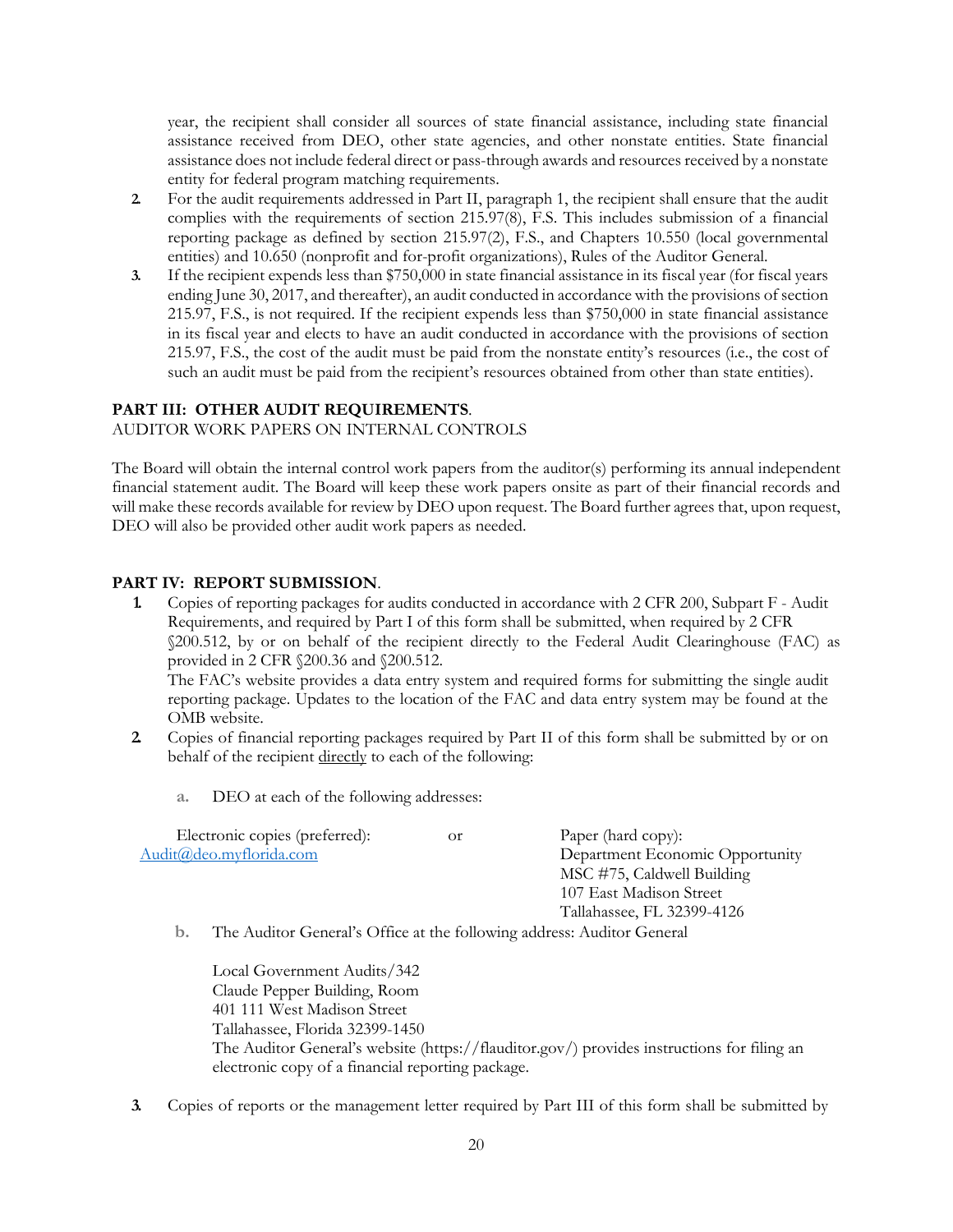year, the recipient shall consider all sources of state financial assistance, including state financial assistance received from DEO, other state agencies, and other nonstate entities. State financial assistance does not include federal direct or pass-through awards and resources received by a nonstate entity for federal program matching requirements.

2. For the audit requirements addressed in Part II, paragraph 1, the recipient shall ensure that the audit complies with the requirements of section 215.97(8), F.S. This includes submission of a financial reporting package as defined by section 215.97(2), F.S., and Chapters 10.550 (local governmental entities) and 10.650 (nonprofit and for-profit organizations), Rules of the Auditor General.
3. If the recipient expends less than $750,000 in state financial assistance in its fiscal year (for fiscal years ending June 30, 2017, and thereafter), an audit conducted in accordance with the provisions of section 215.97, F.S., is not required. If the recipient expends less than $750,000 in state financial assistance in its fiscal year and elects to have an audit conducted in accordance with the provisions of section 215.97, F.S., the cost of the audit must be paid from the nonstate entity's resources (i.e., the cost of such an audit must be paid from the recipient's resources obtained from other than state entities).

**PART III: OTHER AUDIT REQUIREMENTS**.
AUDITOR WORK PAPERS ON INTERNAL CONTROLS

The Board will obtain the internal control work papers from the auditor(s) performing its annual independent financial statement audit. The Board will keep these work papers onsite as part of their financial records and will make these records available for review by DEO upon request. The Board further agrees that, upon request, DEO will also be provided other audit work papers as needed.

**PART IV: REPORT SUBMISSION**.

1. Copies of reporting packages for audits conducted in accordance with 2 CFR 200, Subpart F - Audit Requirements, and required by Part I of this form shall be submitted, when required by 2 CFR §200.512, by or on behalf of the recipient directly to the Federal Audit Clearinghouse (FAC) as provided in 2 CFR §200.36 and §200.512.
   The FAC's website provides a data entry system and required forms for submitting the single audit reporting package. Updates to the location of the FAC and data entry system may be found at the OMB website.
2. Copies of financial reporting packages required by Part II of this form shall be submitted by or on behalf of the recipient directly to each of the following:

   a. DEO at each of the following addresses:

   Electronic copies (preferred): Audit@deo.myflorida.com

   or

   Paper (hard copy):
   Department Economic Opportunity
   MSC #75, Caldwell Building
   107 East Madison Street
   Tallahassee, FL 32399-4126

   b. The Auditor General's Office at the following address: Auditor General

   Local Government Audits/342
   Claude Pepper Building, Room
   401 111 West Madison Street
   Tallahassee, Florida 32399-1450
   The Auditor General's website (https://flauditor.gov/) provides instructions for filing an electronic copy of a financial reporting package.

3. Copies of reports or the management letter required by Part III of this form shall be submitted by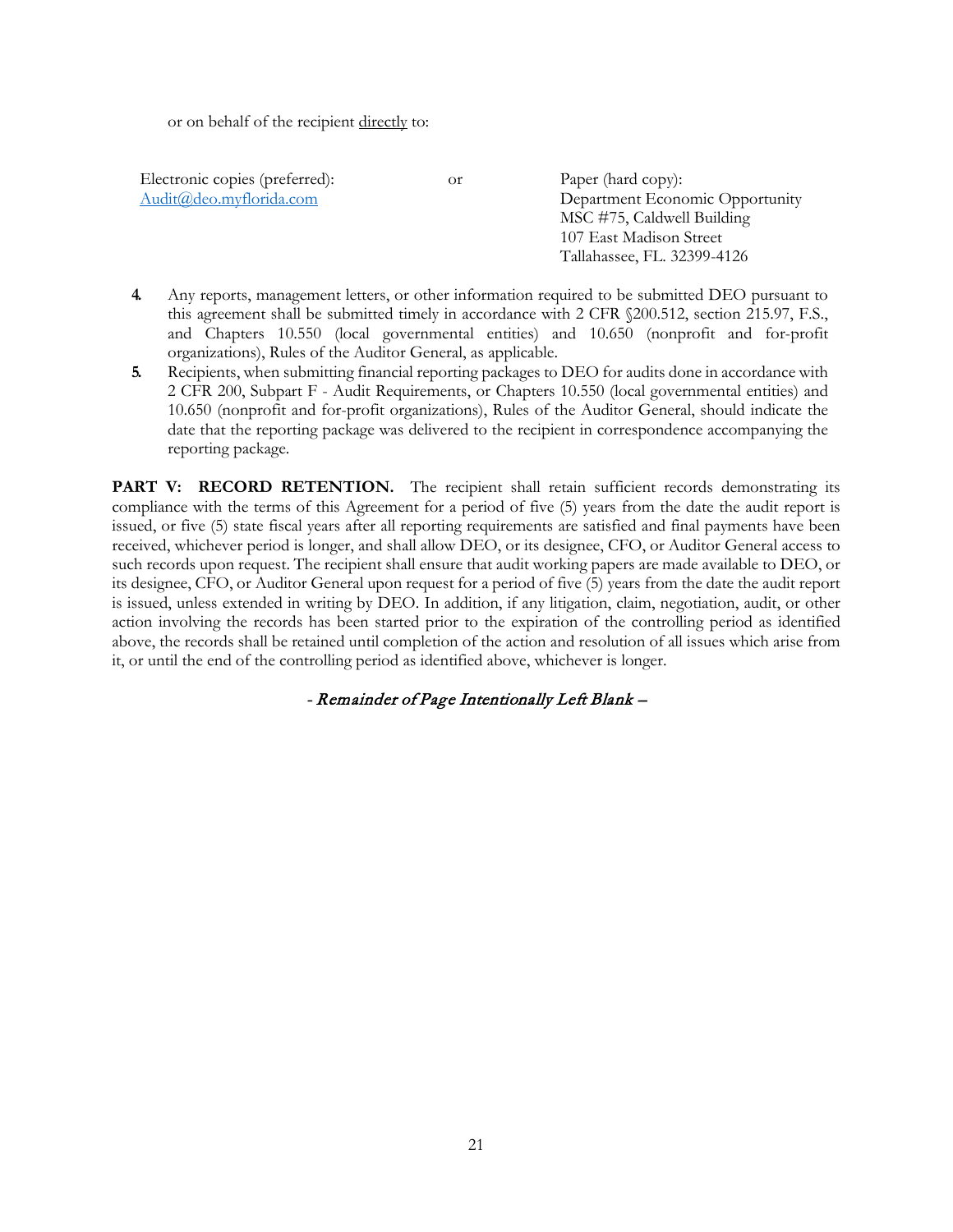or on behalf of the recipient directly to:

| Electronic copies (preferred): | or | Paper (hard copy): |
| --- | --- | --- |
| Audit@deo.myflorida.com | | Department Economic Opportunity<br>MSC #75, Caldwell Building<br>107 East Madison Street<br>Tallahassee, FL. 32399-4126 |

4. Any reports, management letters, or other information required to be submitted DEO pursuant to this agreement shall be submitted timely in accordance with 2 CFR §200.512, section 215.97, F.S., and Chapters 10.550 (local governmental entities) and 10.650 (nonprofit and for-profit organizations), Rules of the Auditor General, as applicable.
5. Recipients, when submitting financial reporting packages to DEO for audits done in accordance with 2 CFR 200, Subpart F - Audit Requirements, or Chapters 10.550 (local governmental entities) and 10.650 (nonprofit and for-profit organizations), Rules of the Auditor General, should indicate the date that the reporting package was delivered to the recipient in correspondence accompanying the reporting package.

**PART V: RECORD RETENTION.** The recipient shall retain sufficient records demonstrating its compliance with the terms of this Agreement for a period of five (5) years from the date the audit report is issued, or five (5) state fiscal years after all reporting requirements are satisfied and final payments have been received, whichever period is longer, and shall allow DEO, or its designee, CFO, or Auditor General access to such records upon request. The recipient shall ensure that audit working papers are made available to DEO, or its designee, CFO, or Auditor General upon request for a period of five (5) years from the date the audit report is issued, unless extended in writing by DEO. In addition, if any litigation, claim, negotiation, audit, or other action involving the records has been started prior to the expiration of the controlling period as identified above, the records shall be retained until completion of the action and resolution of all issues which arise from it, or until the end of the controlling period as identified above, whichever is longer.

*- Remainder of Page Intentionally Left Blank –*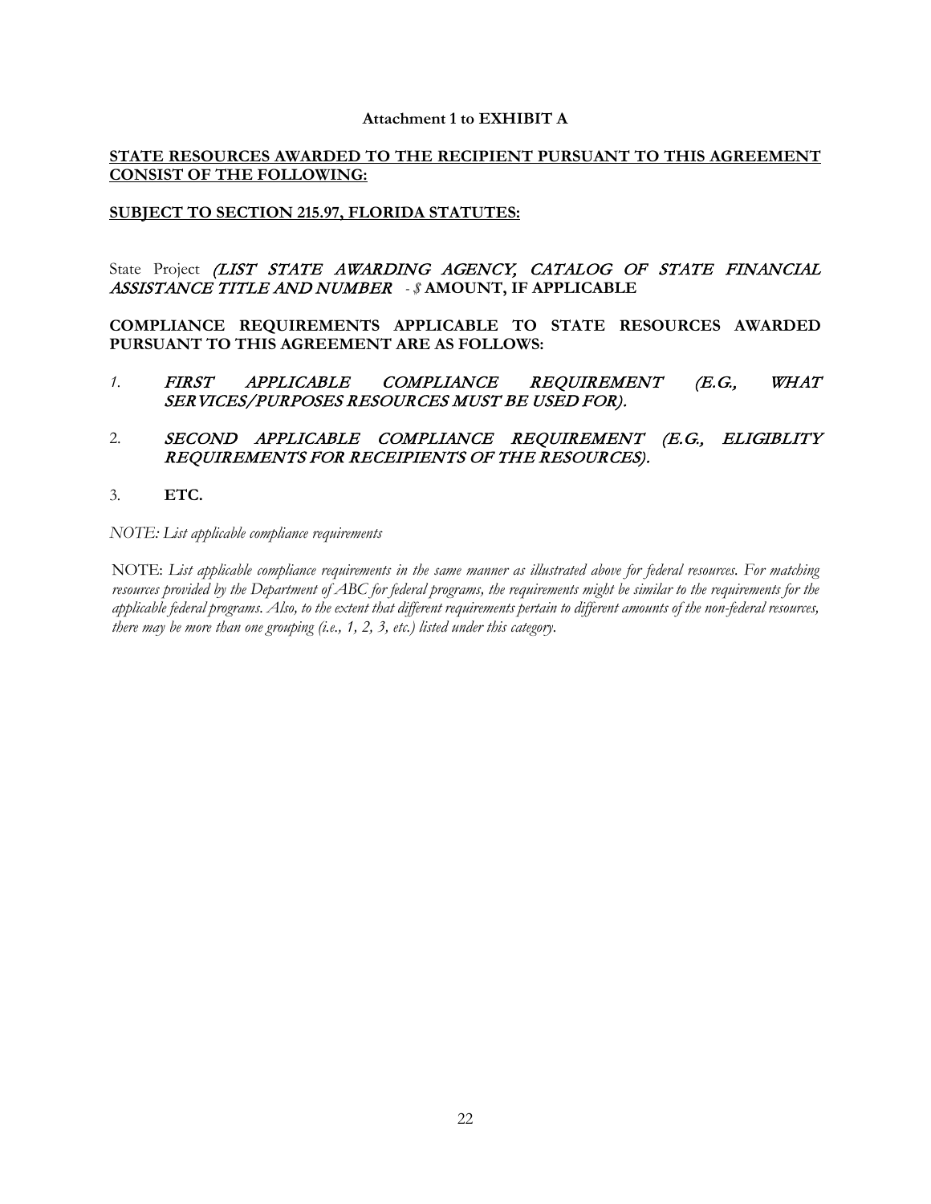**Attachment 1 to EXHIBIT A**

**STATE RESOURCES AWARDED TO THE RECIPIENT PURSUANT TO THIS AGREEMENT CONSIST OF THE FOLLOWING:**

**SUBJECT TO SECTION 215.97, FLORIDA STATUTES:**

State Project *(LIST STATE AWARDING AGENCY, CATALOG OF STATE FINANCIAL ASSISTANCE TITLE AND NUMBER* - *$* **AMOUNT, IF APPLICABLE**

**COMPLIANCE REQUIREMENTS APPLICABLE TO STATE RESOURCES AWARDED PURSUANT TO THIS AGREEMENT ARE AS FOLLOWS:**

1. *FIRST APPLICABLE COMPLIANCE REQUIREMENT (E.G., WHAT SERVICES/PURPOSES RESOURCES MUST BE USED FOR).*

2. *SECOND APPLICABLE COMPLIANCE REQUIREMENT (E.G., ELIGIBLITY REQUIREMENTS FOR RECEIPIENTS OF THE RESOURCES).*

3. **ETC.**

*NOTE: List applicable compliance requirements*

NOTE: *List applicable compliance requirements in the same manner as illustrated above for federal resources. For matching resources provided by the Department of ABC for federal programs, the requirements might be similar to the requirements for the applicable federal programs. Also, to the extent that different requirements pertain to different amounts of the non-federal resources, there may be more than one grouping (i.e., 1, 2, 3, etc.) listed under this category.*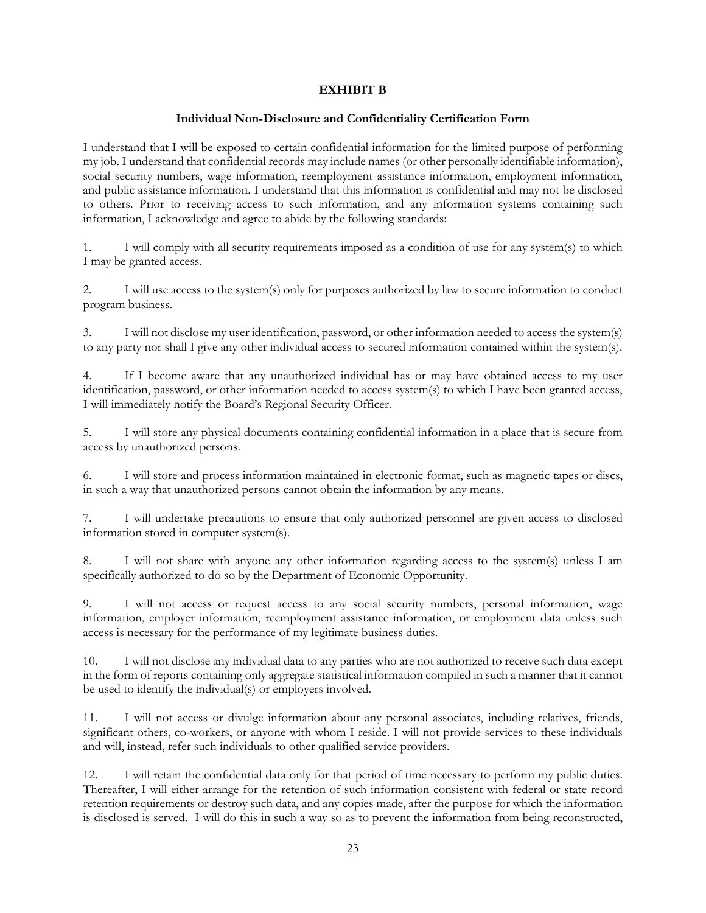# EXHIBIT B

## Individual Non-Disclosure and Confidentiality Certification Form

I understand that I will be exposed to certain confidential information for the limited purpose of performing my job. I understand that confidential records may include names (or other personally identifiable information), social security numbers, wage information, reemployment assistance information, employment information, and public assistance information. I understand that this information is confidential and may not be disclosed to others. Prior to receiving access to such information, and any information systems containing such information, I acknowledge and agree to abide by the following standards:

1. I will comply with all security requirements imposed as a condition of use for any system(s) to which I may be granted access.

2. I will use access to the system(s) only for purposes authorized by law to secure information to conduct program business.

3. I will not disclose my user identification, password, or other information needed to access the system(s) to any party nor shall I give any other individual access to secured information contained within the system(s).

4. If I become aware that any unauthorized individual has or may have obtained access to my user identification, password, or other information needed to access system(s) to which I have been granted access, I will immediately notify the Board's Regional Security Officer.

5. I will store any physical documents containing confidential information in a place that is secure from access by unauthorized persons.

6. I will store and process information maintained in electronic format, such as magnetic tapes or discs, in such a way that unauthorized persons cannot obtain the information by any means.

7. I will undertake precautions to ensure that only authorized personnel are given access to disclosed information stored in computer system(s).

8. I will not share with anyone any other information regarding access to the system(s) unless I am specifically authorized to do so by the Department of Economic Opportunity.

9. I will not access or request access to any social security numbers, personal information, wage information, employer information, reemployment assistance information, or employment data unless such access is necessary for the performance of my legitimate business duties.

10. I will not disclose any individual data to any parties who are not authorized to receive such data except in the form of reports containing only aggregate statistical information compiled in such a manner that it cannot be used to identify the individual(s) or employers involved.

11. I will not access or divulge information about any personal associates, including relatives, friends, significant others, co-workers, or anyone with whom I reside. I will not provide services to these individuals and will, instead, refer such individuals to other qualified service providers.

12. I will retain the confidential data only for that period of time necessary to perform my public duties. Thereafter, I will either arrange for the retention of such information consistent with federal or state record retention requirements or destroy such data, and any copies made, after the purpose for which the information is disclosed is served. I will do this in such a way so as to prevent the information from being reconstructed,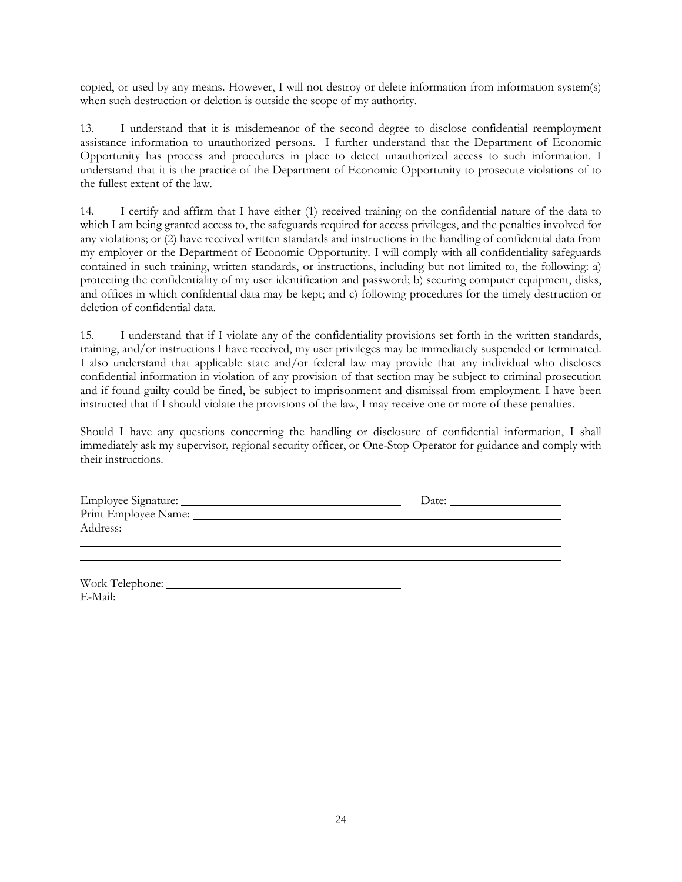copied, or used by any means. However, I will not destroy or delete information from information system(s) when such destruction or deletion is outside the scope of my authority.

13. I understand that it is misdemeanor of the second degree to disclose confidential reemployment assistance information to unauthorized persons. I further understand that the Department of Economic Opportunity has process and procedures in place to detect unauthorized access to such information. I understand that it is the practice of the Department of Economic Opportunity to prosecute violations of to the fullest extent of the law.

14. I certify and affirm that I have either (1) received training on the confidential nature of the data to which I am being granted access to, the safeguards required for access privileges, and the penalties involved for any violations; or (2) have received written standards and instructions in the handling of confidential data from my employer or the Department of Economic Opportunity. I will comply with all confidentiality safeguards contained in such training, written standards, or instructions, including but not limited to, the following: a) protecting the confidentiality of my user identification and password; b) securing computer equipment, disks, and offices in which confidential data may be kept; and c) following procedures for the timely destruction or deletion of confidential data.

15. I understand that if I violate any of the confidentiality provisions set forth in the written standards, training, and/or instructions I have received, my user privileges may be immediately suspended or terminated. I also understand that applicable state and/or federal law may provide that any individual who discloses confidential information in violation of any provision of that section may be subject to criminal prosecution and if found guilty could be fined, be subject to imprisonment and dismissal from employment. I have been instructed that if I should violate the provisions of the law, I may receive one or more of these penalties.

Should I have any questions concerning the handling or disclosure of confidential information, I shall immediately ask my supervisor, regional security officer, or One-Stop Operator for guidance and comply with their instructions.

Employee Signature: ______________________________ Date: ________________

Print Employee Name: ______________________________________________

Address: ______________________________________________________

______________________________________________________________

______________________________________________________________

Work Telephone: ______________________________

E-Mail: ______________________________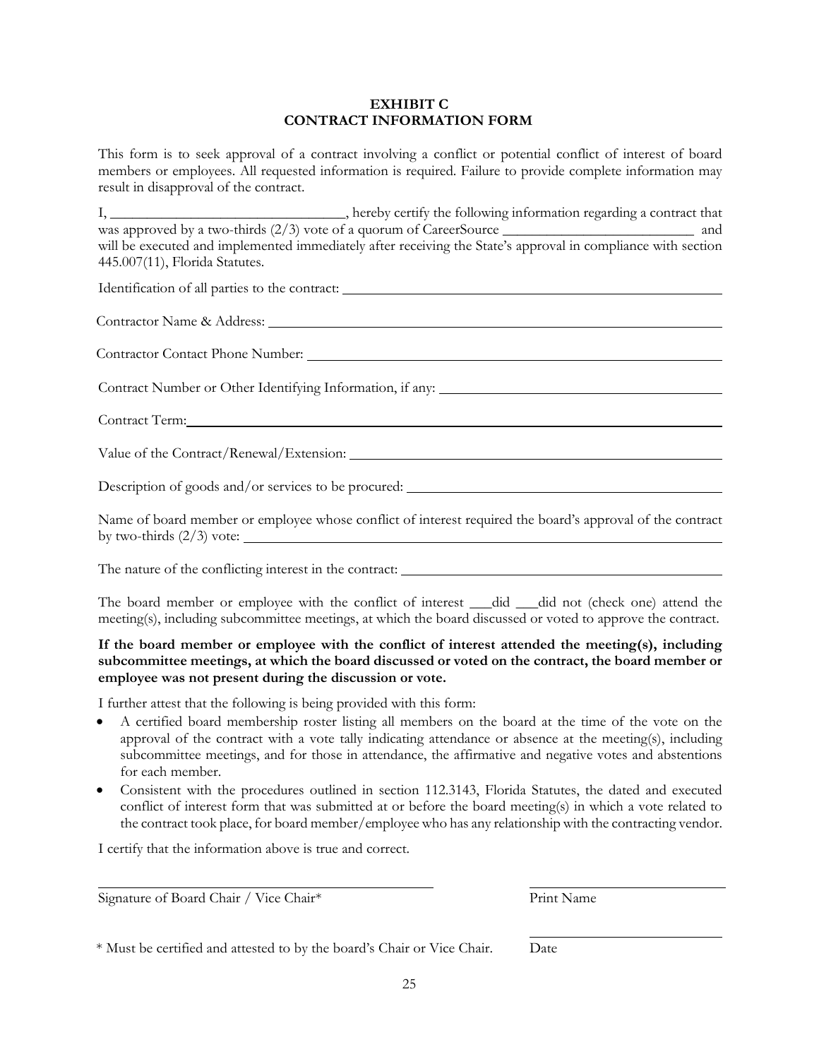# EXHIBIT C
# CONTRACT INFORMATION FORM

This form is to seek approval of a contract involving a conflict or potential conflict of interest of board members or employees. All requested information is required. Failure to provide complete information may result in disapproval of the contract.

I, ________________________________, hereby certify the following information regarding a contract that was approved by a two-thirds (2/3) vote of a quorum of CareerSource __________________________ and will be executed and implemented immediately after receiving the State's approval in compliance with section 445.007(11), Florida Statutes.

Identification of all parties to the contract: ____________________________________________________

Contractor Name & Address: ____________________________________________________

Contractor Contact Phone Number: ____________________________________________________

Contract Number or Other Identifying Information, if any: ________________________________________

Contract Term: ____________________________________________________

Value of the Contract/Renewal/Extension: ____________________________________________________

Description of goods and/or services to be procured: __________________________________________

Name of board member or employee whose conflict of interest required the board's approval of the contract by two-thirds (2/3) vote: ____________________________________________________

The nature of the conflicting interest in the contract: ____________________________________________

The board member or employee with the conflict of interest ___did ___did not (check one) attend the meeting(s), including subcommittee meetings, at which the board discussed or voted to approve the contract.

**If the board member or employee with the conflict of interest attended the meeting(s), including subcommittee meetings, at which the board discussed or voted on the contract, the board member or employee was not present during the discussion or vote.**

I further attest that the following is being provided with this form:

- A certified board membership roster listing all members on the board at the time of the vote on the approval of the contract with a vote tally indicating attendance or absence at the meeting(s), including subcommittee meetings, and for those in attendance, the affirmative and negative votes and abstentions for each member.
- Consistent with the procedures outlined in section 112.3143, Florida Statutes, the dated and executed conflict of interest form that was submitted at or before the board meeting(s) in which a vote related to the contract took place, for board member/employee who has any relationship with the contracting vendor.

I certify that the information above is true and correct.

______________________________________________ ____________________________

Signature of Board Chair / Vice Chair* Print Name

____________________________

\* Must be certified and attested to by the board's Chair or Vice Chair. Date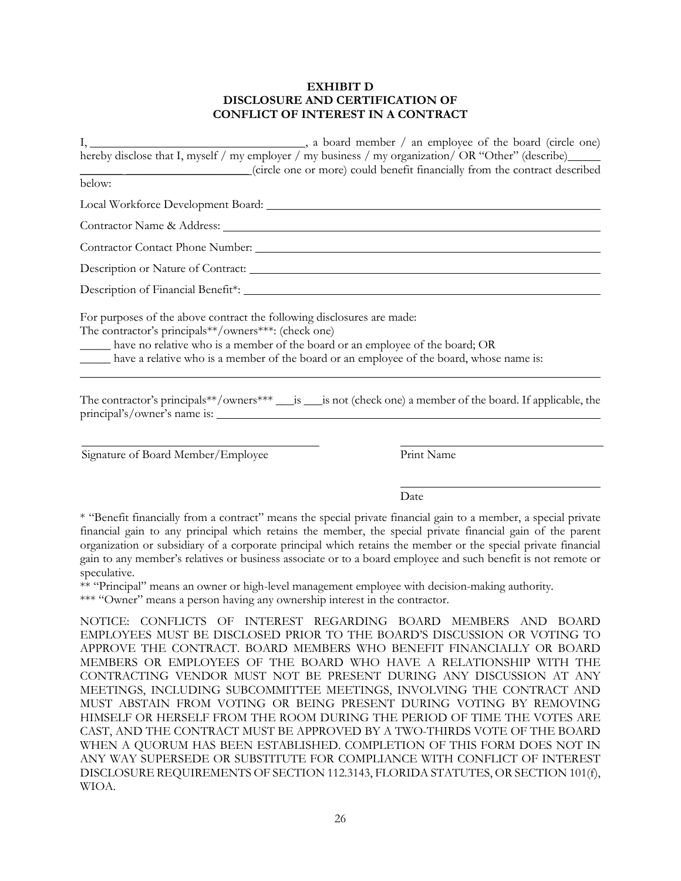**EXHIBIT D**
**DISCLOSURE AND CERTIFICATION OF**
**CONFLICT OF INTEREST IN A CONTRACT**

I, ___________________________________, a board member / an employee of the board (circle one) hereby disclose that I, myself / my employer / my business / my organization/ OR "Other" (describe)_____ _______ ____________________(circle one or more) could benefit financially from the contract described below:

Local Workforce Development Board: ___________________________________________________

Contractor Name & Address: _______________________________________________________

Contractor Contact Phone Number: ___________________________________________________

Description or Nature of Contract: ___________________________________________________

Description of Financial Benefit*: ____________________________________________________

For purposes of the above contract the following disclosures are made:
The contractor's principals**/owners***: (check one)
_____ have no relative who is a member of the board or an employee of the board; OR
_____ have a relative who is a member of the board or an employee of the board, whose name is:

______________________________________________________________________________

The contractor's principals**/owners*** ___is ___is not (check one) a member of the board. If applicable, the principal's/owner's name is: ___________________________________________________

_________________________________ _________________________________
Signature of Board Member/Employee Print Name

_________________________________
Date

* "Benefit financially from a contract" means the special private financial gain to a member, a special private financial gain to any principal which retains the member, the special private financial gain of the parent organization or subsidiary of a corporate principal which retains the member or the special private financial gain to any member's relatives or business associate or to a board employee and such benefit is not remote or speculative.
** "Principal" means an owner or high-level management employee with decision-making authority.
*** "Owner" means a person having any ownership interest in the contractor.

NOTICE: CONFLICTS OF INTEREST REGARDING BOARD MEMBERS AND BOARD EMPLOYEES MUST BE DISCLOSED PRIOR TO THE BOARD'S DISCUSSION OR VOTING TO APPROVE THE CONTRACT. BOARD MEMBERS WHO BENEFIT FINANCIALLY OR BOARD MEMBERS OR EMPLOYEES OF THE BOARD WHO HAVE A RELATIONSHIP WITH THE CONTRACTING VENDOR MUST NOT BE PRESENT DURING ANY DISCUSSION AT ANY MEETINGS, INCLUDING SUBCOMMITTEE MEETINGS, INVOLVING THE CONTRACT AND MUST ABSTAIN FROM VOTING OR BEING PRESENT DURING VOTING BY REMOVING HIMSELF OR HERSELF FROM THE ROOM DURING THE PERIOD OF TIME THE VOTES ARE CAST, AND THE CONTRACT MUST BE APPROVED BY A TWO-THIRDS VOTE OF THE BOARD WHEN A QUORUM HAS BEEN ESTABLISHED. COMPLETION OF THIS FORM DOES NOT IN ANY WAY SUPERSEDE OR SUBSTITUTE FOR COMPLIANCE WITH CONFLICT OF INTEREST DISCLOSURE REQUIREMENTS OF SECTION 112.3143, FLORIDA STATUTES, OR SECTION 101(f), WIOA.